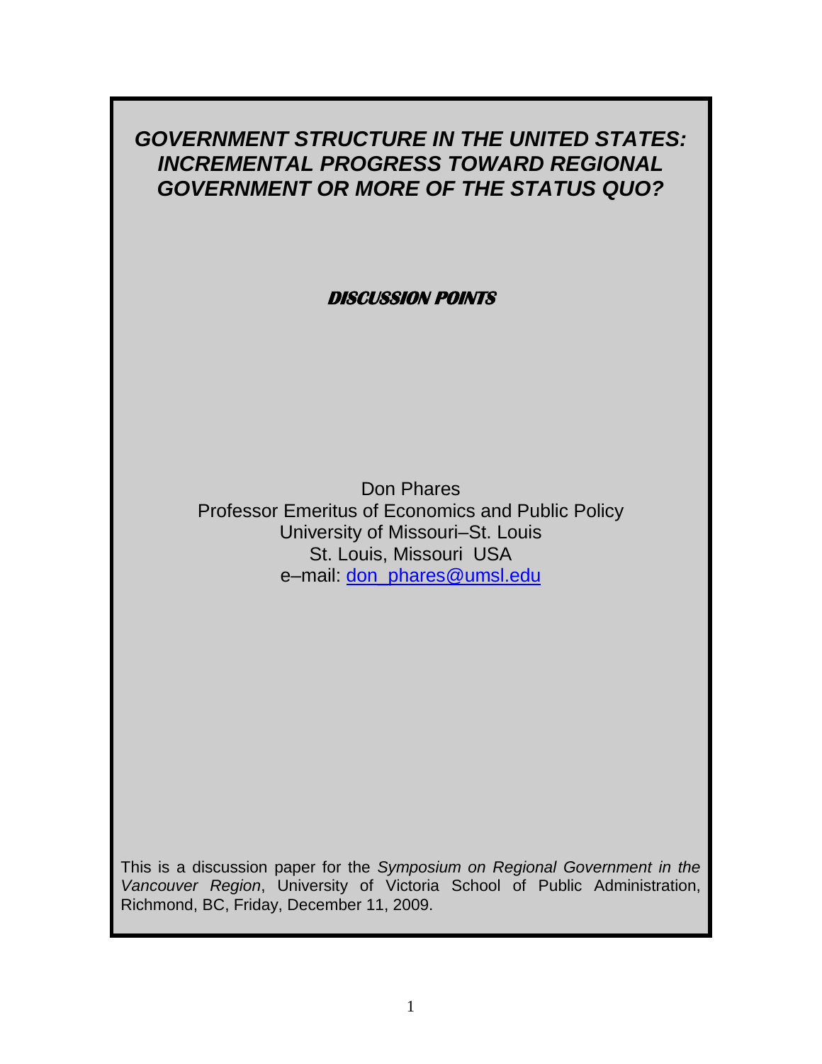# *GOVERNMENT STRUCTURE IN THE UNITED STATES: INCREMENTAL PROGRESS TOWARD REGIONAL GOVERNMENT OR MORE OF THE STATUS QUO?*

***DISCUSSION POINTS***

Don Phares
Professor Emeritus of Economics and Public Policy
University of Missouri–St. Louis
St. Louis, Missouri USA
e–mail: don_phares@umsl.edu

This is a discussion paper for the *Symposium on Regional Government in the Vancouver Region*, University of Victoria School of Public Administration, Richmond, BC, Friday, December 11, 2009.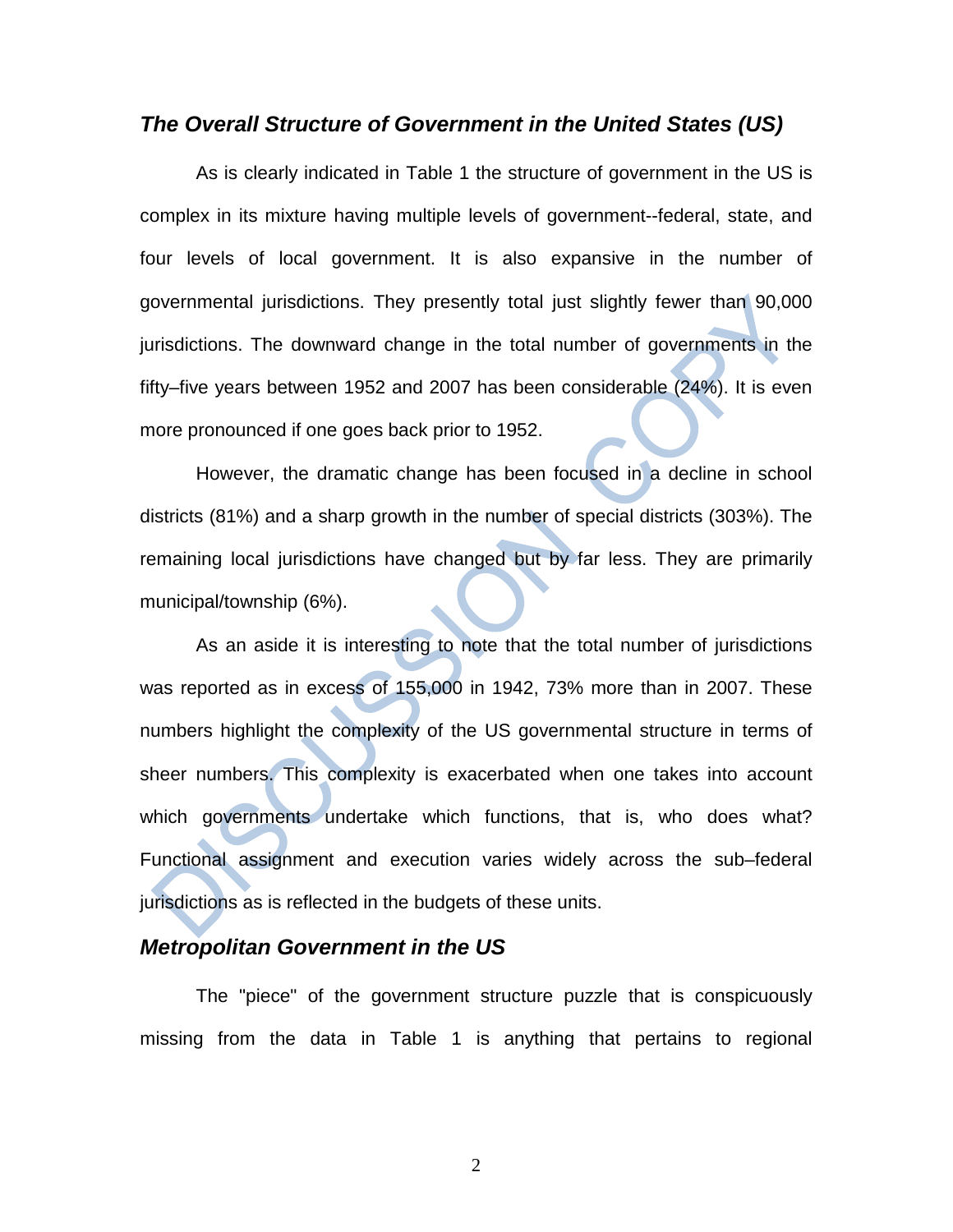### *The Overall Structure of Government in the United States (US)*

As is clearly indicated in Table 1 the structure of government in the US is complex in its mixture having multiple levels of government--federal, state, and four levels of local government. It is also expansive in the number of governmental jurisdictions. They presently total just slightly fewer than 90,000 jurisdictions. The downward change in the total number of governments in the fifty–five years between 1952 and 2007 has been considerable (24%). It is even more pronounced if one goes back prior to 1952.

However, the dramatic change has been focused in a decline in school districts (81%) and a sharp growth in the number of special districts (303%). The remaining local jurisdictions have changed but by far less. They are primarily municipal/township (6%).

As an aside it is interesting to note that the total number of jurisdictions was reported as in excess of 155,000 in 1942, 73% more than in 2007. These numbers highlight the complexity of the US governmental structure in terms of sheer numbers. This complexity is exacerbated when one takes into account which governments undertake which functions, that is, who does what? Functional assignment and execution varies widely across the sub–federal jurisdictions as is reflected in the budgets of these units.

### *Metropolitan Government in the US*

The "piece" of the government structure puzzle that is conspicuously missing from the data in Table 1 is anything that pertains to regional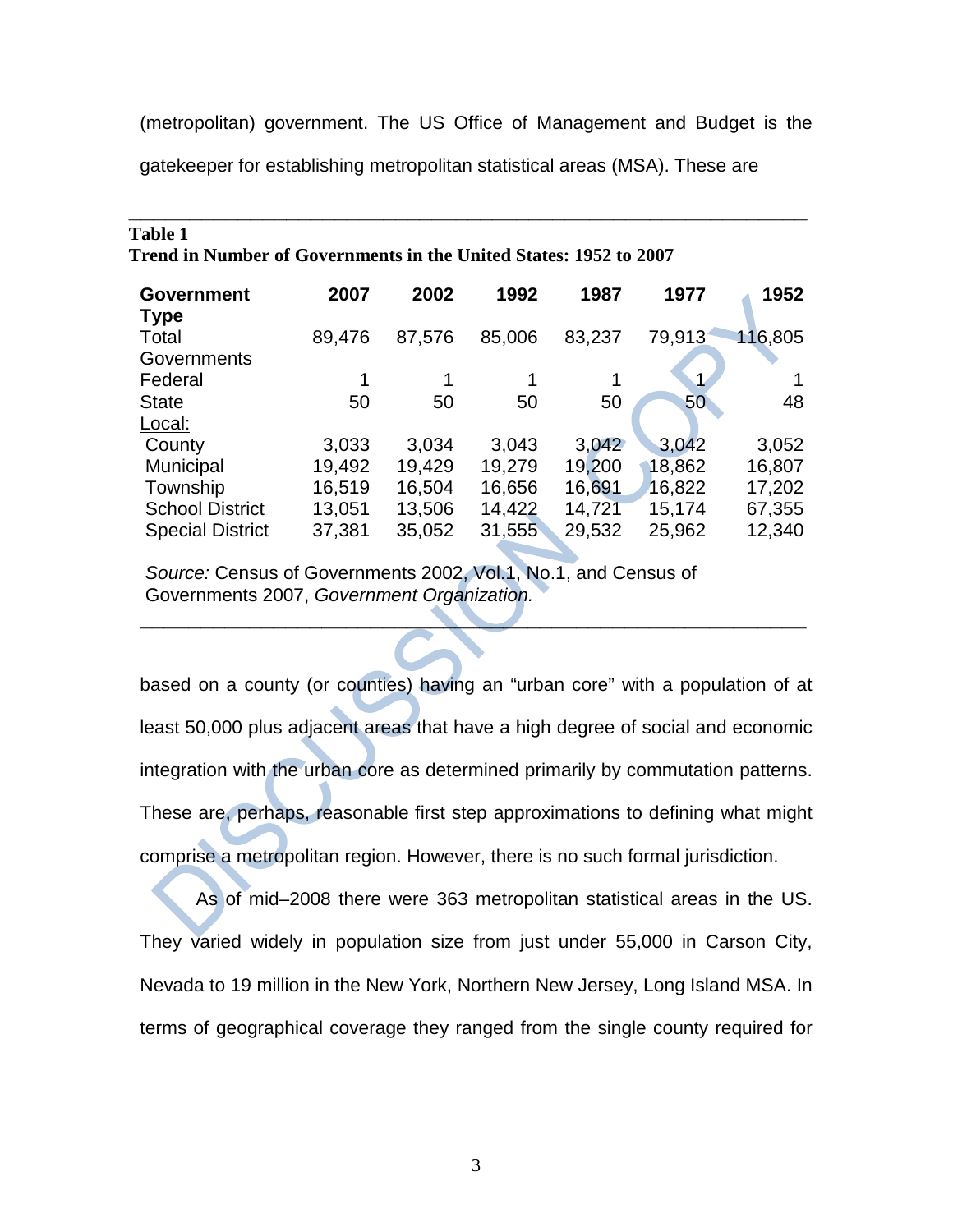(metropolitan) government. The US Office of Management and Budget is the gatekeeper for establishing metropolitan statistical areas (MSA). These are

**Table 1**
**Trend in Number of Governments in the United States: 1952 to 2007**

| Government Type | 2007 | 2002 | 1992 | 1987 | 1977 | 1952 |
|---|---|---|---|---|---|---|
| Total Governments | 89,476 | 87,576 | 85,006 | 83,237 | 79,913 | 116,805 |
| Federal | 1 | 1 | 1 | 1 | 1 | 1 |
| State | 50 | 50 | 50 | 50 | 50 | 48 |
| Local: | | | | | | |
| County | 3,033 | 3,034 | 3,043 | 3,042 | 3,042 | 3,052 |
| Municipal | 19,492 | 19,429 | 19,279 | 19,200 | 18,862 | 16,807 |
| Township | 16,519 | 16,504 | 16,656 | 16,691 | 16,822 | 17,202 |
| School District | 13,051 | 13,506 | 14,422 | 14,721 | 15,174 | 67,355 |
| Special District | 37,381 | 35,052 | 31,555 | 29,532 | 25,962 | 12,340 |

*Source:* Census of Governments 2002, Vol.1, No.1, and Census of Governments 2007, *Government Organization.*

based on a county (or counties) having an "urban core" with a population of at least 50,000 plus adjacent areas that have a high degree of social and economic integration with the urban core as determined primarily by commutation patterns. These are, perhaps, reasonable first step approximations to defining what might comprise a metropolitan region. However, there is no such formal jurisdiction.

As of mid–2008 there were 363 metropolitan statistical areas in the US. They varied widely in population size from just under 55,000 in Carson City, Nevada to 19 million in the New York, Northern New Jersey, Long Island MSA. In terms of geographical coverage they ranged from the single county required for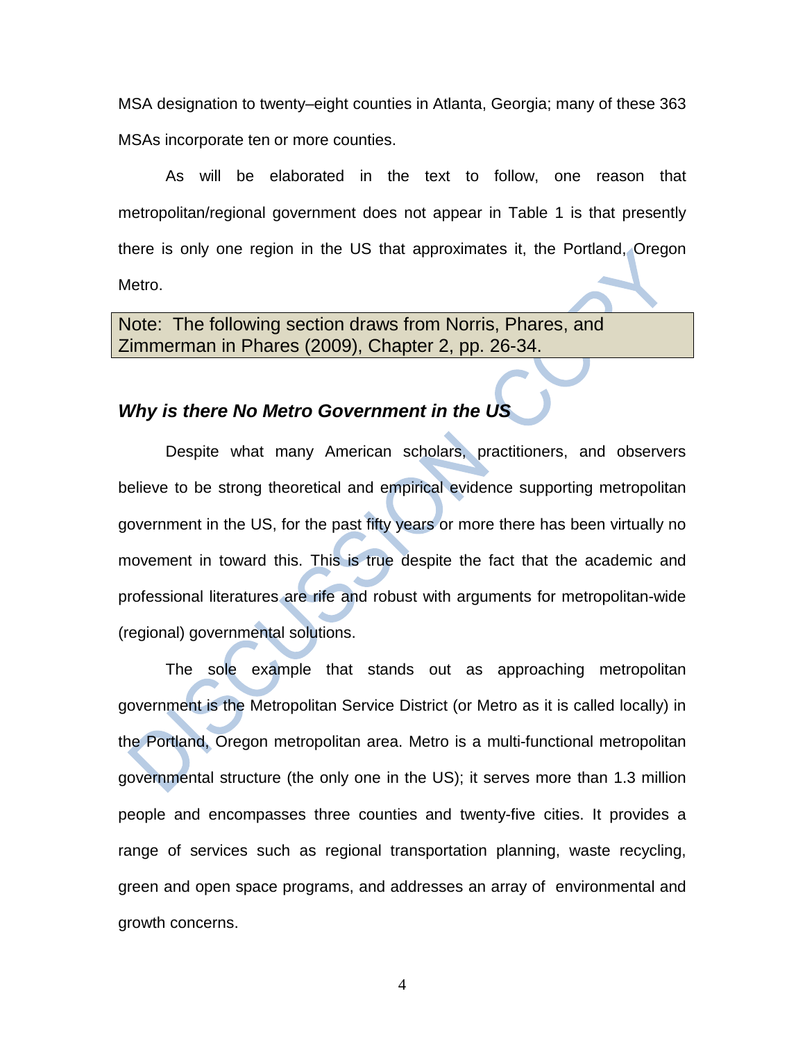MSA designation to twenty–eight counties in Atlanta, Georgia; many of these 363 MSAs incorporate ten or more counties.

As will be elaborated in the text to follow, one reason that metropolitan/regional government does not appear in Table 1 is that presently there is only one region in the US that approximates it, the Portland, Oregon Metro.

> Note: The following section draws from Norris, Phares, and Zimmerman in Phares (2009), Chapter 2, pp. 26-34.

### *Why is there No Metro Government in the US*

Despite what many American scholars, practitioners, and observers believe to be strong theoretical and empirical evidence supporting metropolitan government in the US, for the past fifty years or more there has been virtually no movement in toward this. This is true despite the fact that the academic and professional literatures are rife and robust with arguments for metropolitan-wide (regional) governmental solutions.

The sole example that stands out as approaching metropolitan government is the Metropolitan Service District (or Metro as it is called locally) in the Portland, Oregon metropolitan area. Metro is a multi-functional metropolitan governmental structure (the only one in the US); it serves more than 1.3 million people and encompasses three counties and twenty-five cities. It provides a range of services such as regional transportation planning, waste recycling, green and open space programs, and addresses an array of environmental and growth concerns.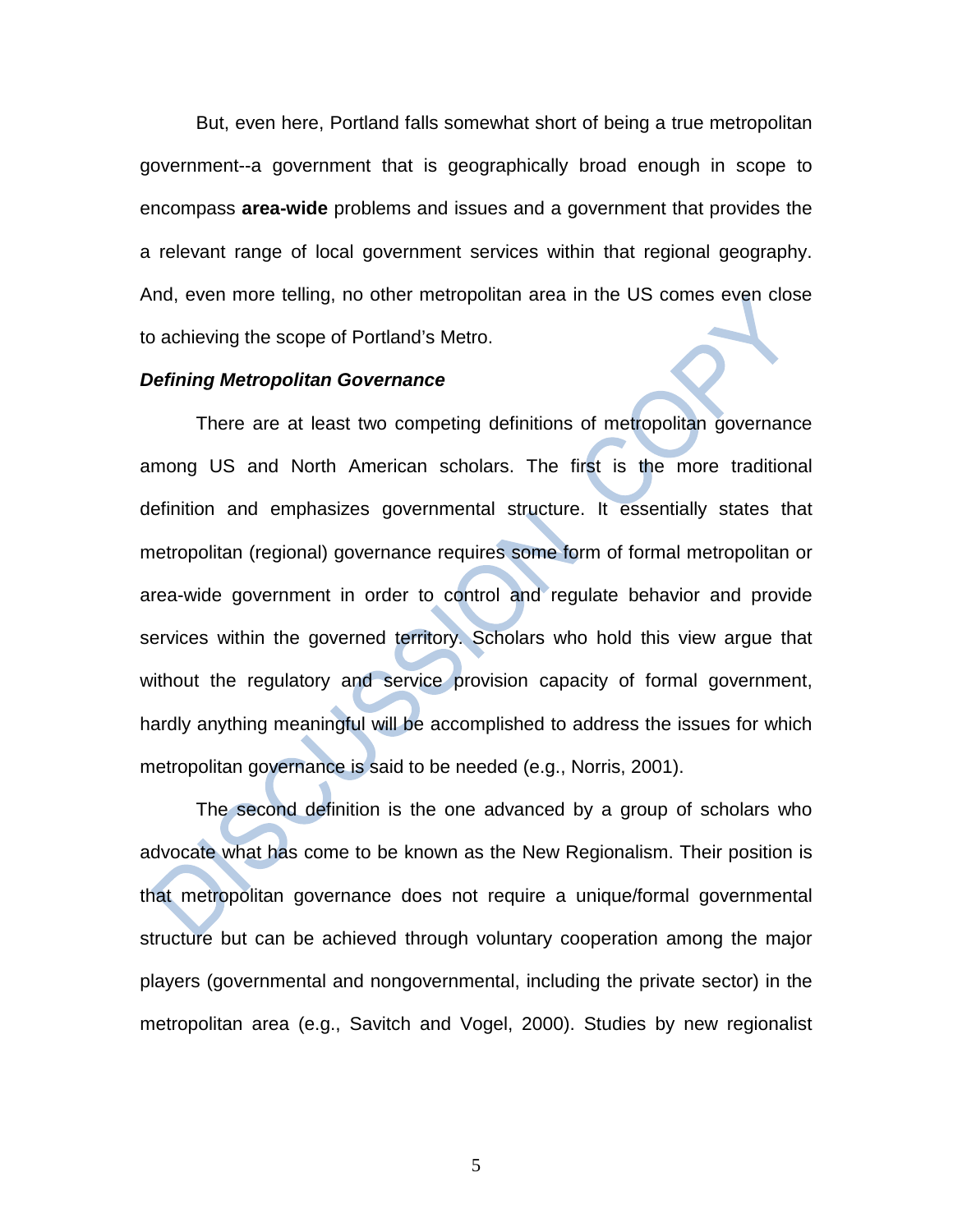But, even here, Portland falls somewhat short of being a true metropolitan government--a government that is geographically broad enough in scope to encompass **area-wide** problems and issues and a government that provides the a relevant range of local government services within that regional geography. And, even more telling, no other metropolitan area in the US comes even close to achieving the scope of Portland's Metro.

***Defining Metropolitan Governance***

There are at least two competing definitions of metropolitan governance among US and North American scholars. The first is the more traditional definition and emphasizes governmental structure. It essentially states that metropolitan (regional) governance requires some form of formal metropolitan or area-wide government in order to control and regulate behavior and provide services within the governed territory. Scholars who hold this view argue that without the regulatory and service provision capacity of formal government, hardly anything meaningful will be accomplished to address the issues for which metropolitan governance is said to be needed (e.g., Norris, 2001).

The second definition is the one advanced by a group of scholars who advocate what has come to be known as the New Regionalism. Their position is that metropolitan governance does not require a unique/formal governmental structure but can be achieved through voluntary cooperation among the major players (governmental and nongovernmental, including the private sector) in the metropolitan area (e.g., Savitch and Vogel, 2000). Studies by new regionalist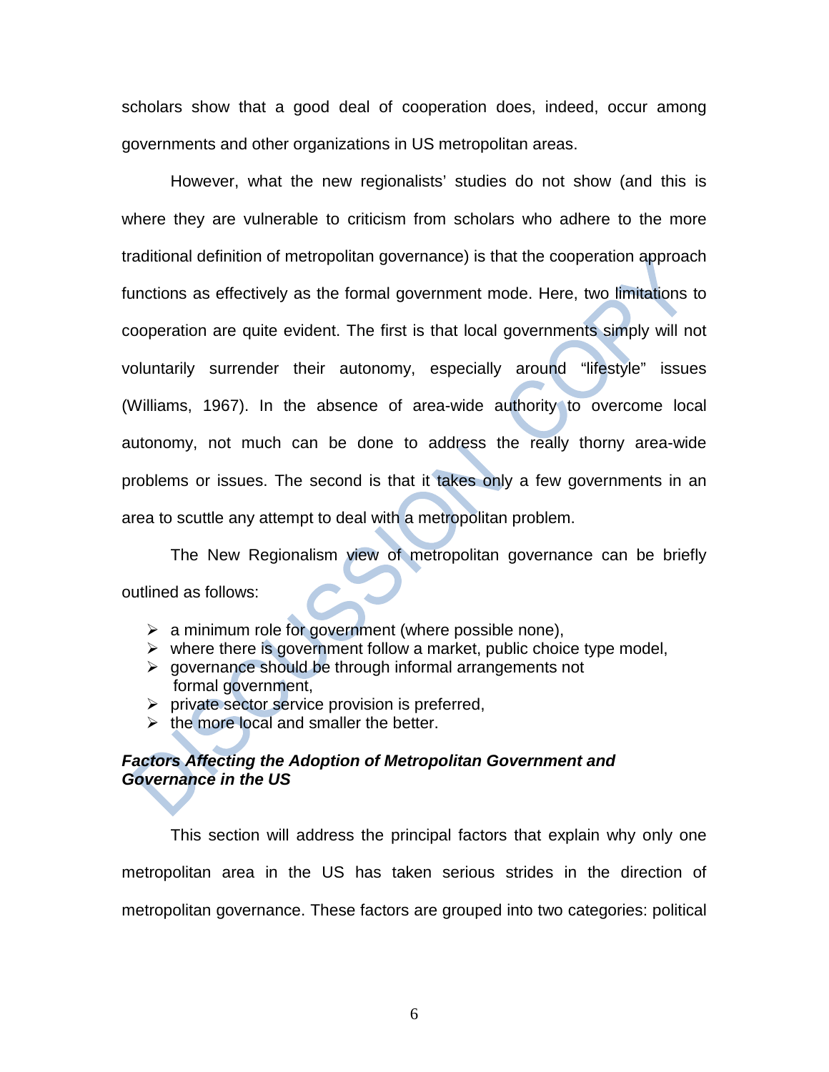scholars show that a good deal of cooperation does, indeed, occur among governments and other organizations in US metropolitan areas.

However, what the new regionalists' studies do not show (and this is where they are vulnerable to criticism from scholars who adhere to the more traditional definition of metropolitan governance) is that the cooperation approach functions as effectively as the formal government mode. Here, two limitations to cooperation are quite evident. The first is that local governments simply will not voluntarily surrender their autonomy, especially around "lifestyle" issues (Williams, 1967). In the absence of area-wide authority to overcome local autonomy, not much can be done to address the really thorny area-wide problems or issues. The second is that it takes only a few governments in an area to scuttle any attempt to deal with a metropolitan problem.

The New Regionalism view of metropolitan governance can be briefly outlined as follows:

- a minimum role for government (where possible none),
- where there is government follow a market, public choice type model,
- governance should be through informal arrangements not formal government,
- private sector service provision is preferred,
- the more local and smaller the better.

***Factors Affecting the Adoption of Metropolitan Government and Governance in the US***

This section will address the principal factors that explain why only one metropolitan area in the US has taken serious strides in the direction of metropolitan governance. These factors are grouped into two categories: political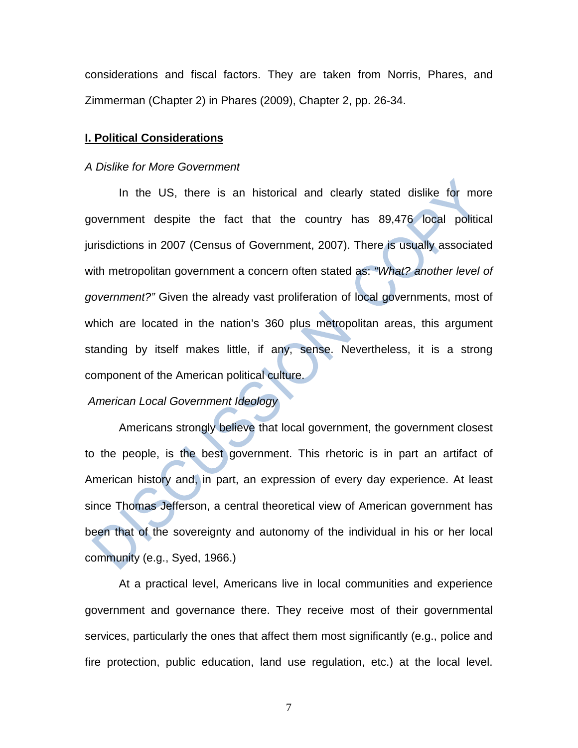considerations and fiscal factors. They are taken from Norris, Phares, and Zimmerman (Chapter 2) in Phares (2009), Chapter 2, pp. 26-34.

## **I. Political Considerations**

*A Dislike for More Government*

In the US, there is an historical and clearly stated dislike for more government despite the fact that the country has 89,476 local political jurisdictions in 2007 (Census of Government, 2007). There is usually associated with metropolitan government a concern often stated as: *"What? another level of government?"* Given the already vast proliferation of local governments, most of which are located in the nation's 360 plus metropolitan areas, this argument standing by itself makes little, if any, sense. Nevertheless, it is a strong component of the American political culture.

*American Local Government Ideology*

Americans strongly believe that local government, the government closest to the people, is the best government. This rhetoric is in part an artifact of American history and, in part, an expression of every day experience. At least since Thomas Jefferson, a central theoretical view of American government has been that of the sovereignty and autonomy of the individual in his or her local community (e.g., Syed, 1966.)

At a practical level, Americans live in local communities and experience government and governance there. They receive most of their governmental services, particularly the ones that affect them most significantly (e.g., police and fire protection, public education, land use regulation, etc.) at the local level.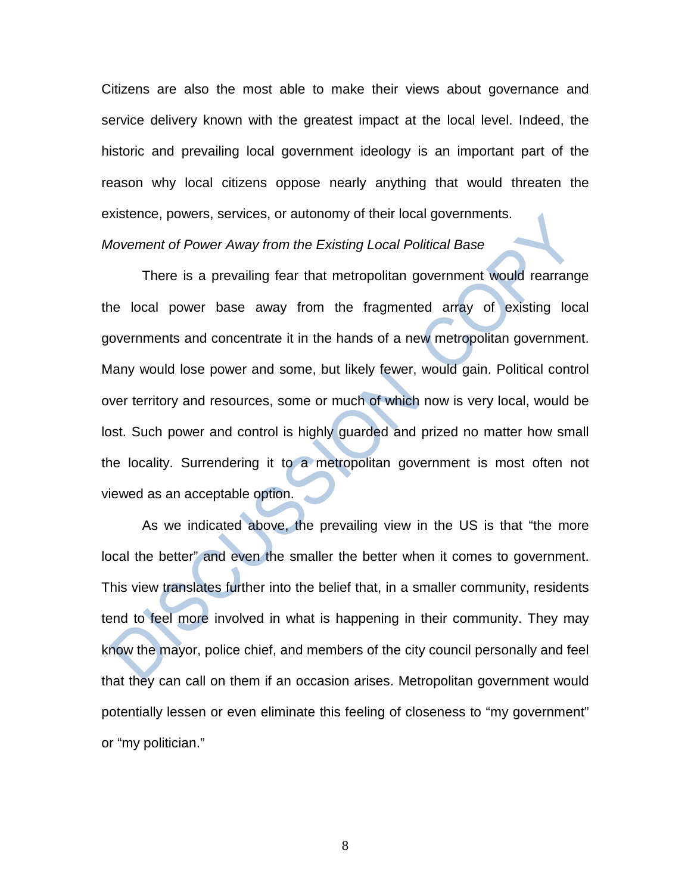Citizens are also the most able to make their views about governance and service delivery known with the greatest impact at the local level. Indeed, the historic and prevailing local government ideology is an important part of the reason why local citizens oppose nearly anything that would threaten the existence, powers, services, or autonomy of their local governments.

*Movement of Power Away from the Existing Local Political Base*

There is a prevailing fear that metropolitan government would rearrange the local power base away from the fragmented array of existing local governments and concentrate it in the hands of a new metropolitan government. Many would lose power and some, but likely fewer, would gain. Political control over territory and resources, some or much of which now is very local, would be lost. Such power and control is highly guarded and prized no matter how small the locality. Surrendering it to a metropolitan government is most often not viewed as an acceptable option.

As we indicated above, the prevailing view in the US is that "the more local the better" and even the smaller the better when it comes to government. This view translates further into the belief that, in a smaller community, residents tend to feel more involved in what is happening in their community. They may know the mayor, police chief, and members of the city council personally and feel that they can call on them if an occasion arises. Metropolitan government would potentially lessen or even eliminate this feeling of closeness to "my government" or "my politician."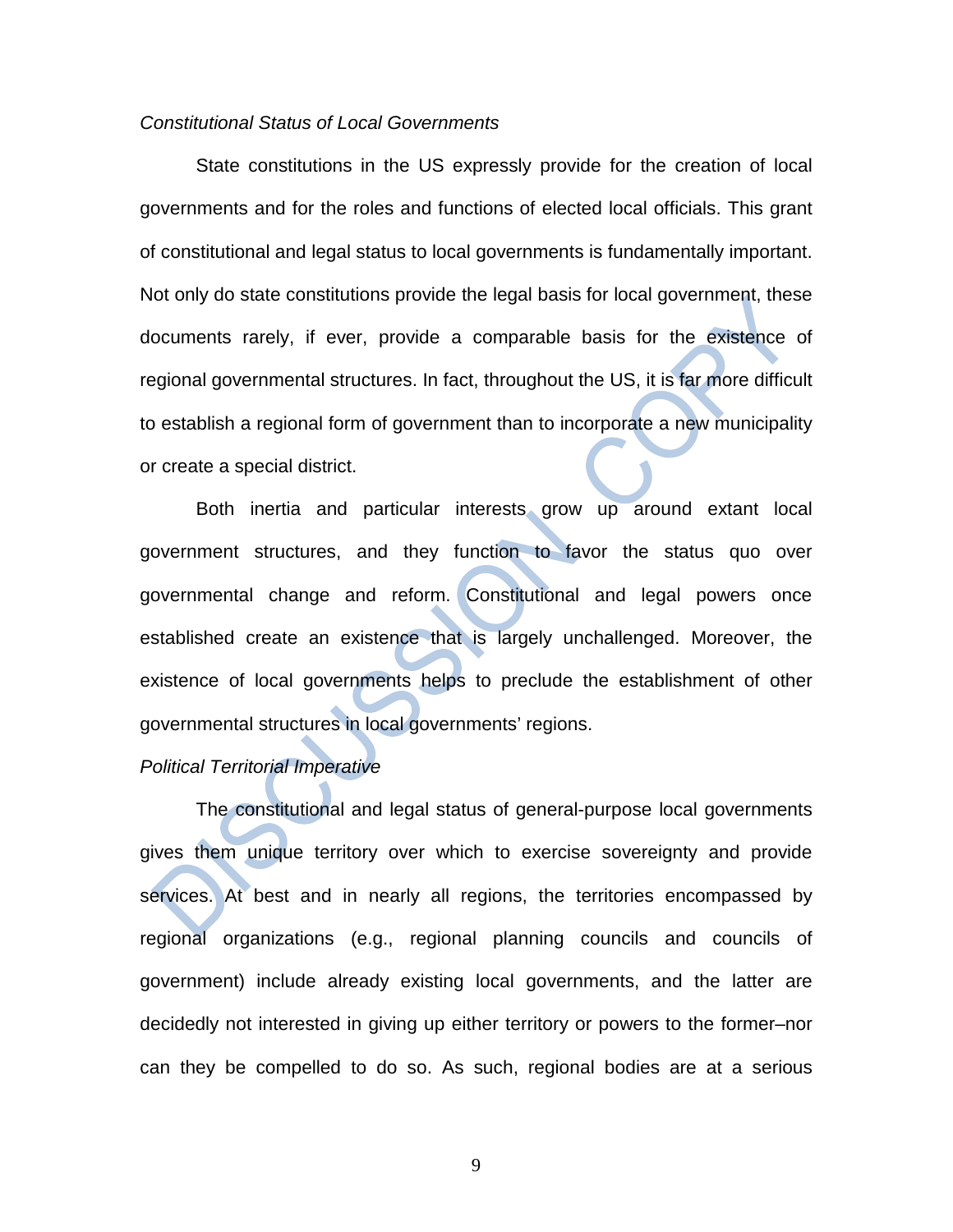*Constitutional Status of Local Governments*

State constitutions in the US expressly provide for the creation of local governments and for the roles and functions of elected local officials. This grant of constitutional and legal status to local governments is fundamentally important. Not only do state constitutions provide the legal basis for local government, these documents rarely, if ever, provide a comparable basis for the existence of regional governmental structures. In fact, throughout the US, it is far more difficult to establish a regional form of government than to incorporate a new municipality or create a special district.

Both inertia and particular interests grow up around extant local government structures, and they function to favor the status quo over governmental change and reform. Constitutional and legal powers once established create an existence that is largely unchallenged. Moreover, the existence of local governments helps to preclude the establishment of other governmental structures in local governments' regions.

*Political Territorial Imperative*

The constitutional and legal status of general-purpose local governments gives them unique territory over which to exercise sovereignty and provide services. At best and in nearly all regions, the territories encompassed by regional organizations (e.g., regional planning councils and councils of government) include already existing local governments, and the latter are decidedly not interested in giving up either territory or powers to the former–nor can they be compelled to do so. As such, regional bodies are at a serious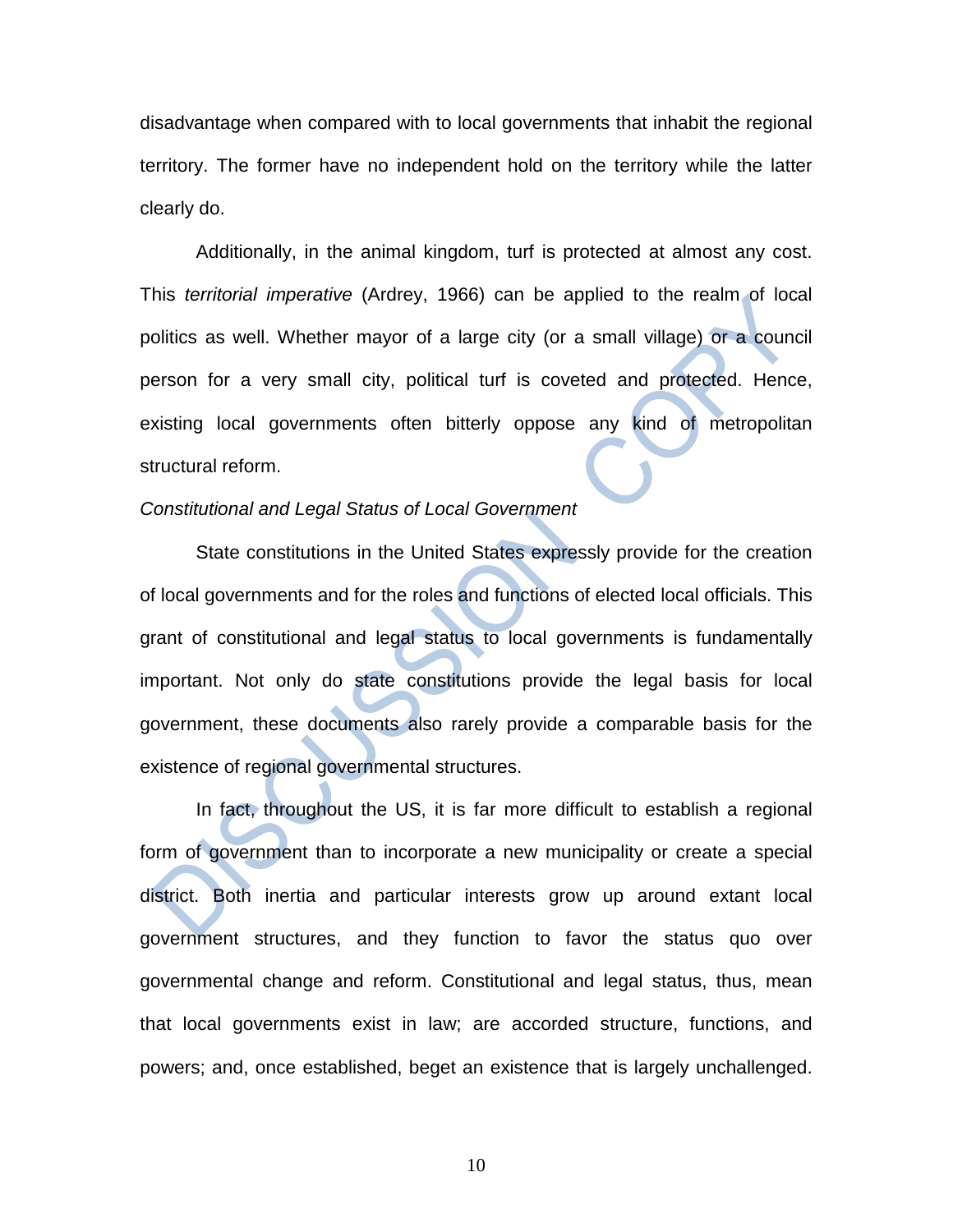disadvantage when compared with to local governments that inhabit the regional territory. The former have no independent hold on the territory while the latter clearly do.

Additionally, in the animal kingdom, turf is protected at almost any cost. This *territorial imperative* (Ardrey, 1966) can be applied to the realm of local politics as well. Whether mayor of a large city (or a small village) or a council person for a very small city, political turf is coveted and protected. Hence, existing local governments often bitterly oppose any kind of metropolitan structural reform.

*Constitutional and Legal Status of Local Government*

State constitutions in the United States expressly provide for the creation of local governments and for the roles and functions of elected local officials. This grant of constitutional and legal status to local governments is fundamentally important. Not only do state constitutions provide the legal basis for local government, these documents also rarely provide a comparable basis for the existence of regional governmental structures.

In fact, throughout the US, it is far more difficult to establish a regional form of government than to incorporate a new municipality or create a special district. Both inertia and particular interests grow up around extant local government structures, and they function to favor the status quo over governmental change and reform. Constitutional and legal status, thus, mean that local governments exist in law; are accorded structure, functions, and powers; and, once established, beget an existence that is largely unchallenged.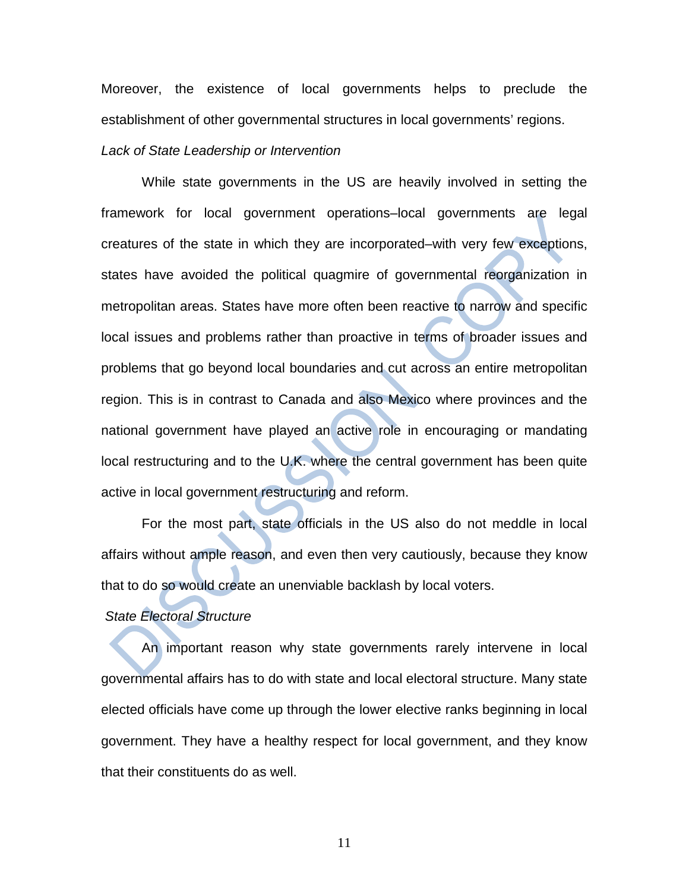Moreover, the existence of local governments helps to preclude the establishment of other governmental structures in local governments' regions.

*Lack of State Leadership or Intervention*

While state governments in the US are heavily involved in setting the framework for local government operations–local governments are legal creatures of the state in which they are incorporated–with very few exceptions, states have avoided the political quagmire of governmental reorganization in metropolitan areas. States have more often been reactive to narrow and specific local issues and problems rather than proactive in terms of broader issues and problems that go beyond local boundaries and cut across an entire metropolitan region. This is in contrast to Canada and also Mexico where provinces and the national government have played an active role in encouraging or mandating local restructuring and to the U.K. where the central government has been quite active in local government restructuring and reform.

For the most part, state officials in the US also do not meddle in local affairs without ample reason, and even then very cautiously, because they know that to do so would create an unenviable backlash by local voters.

*State Electoral Structure*

An important reason why state governments rarely intervene in local governmental affairs has to do with state and local electoral structure. Many state elected officials have come up through the lower elective ranks beginning in local government. They have a healthy respect for local government, and they know that their constituents do as well.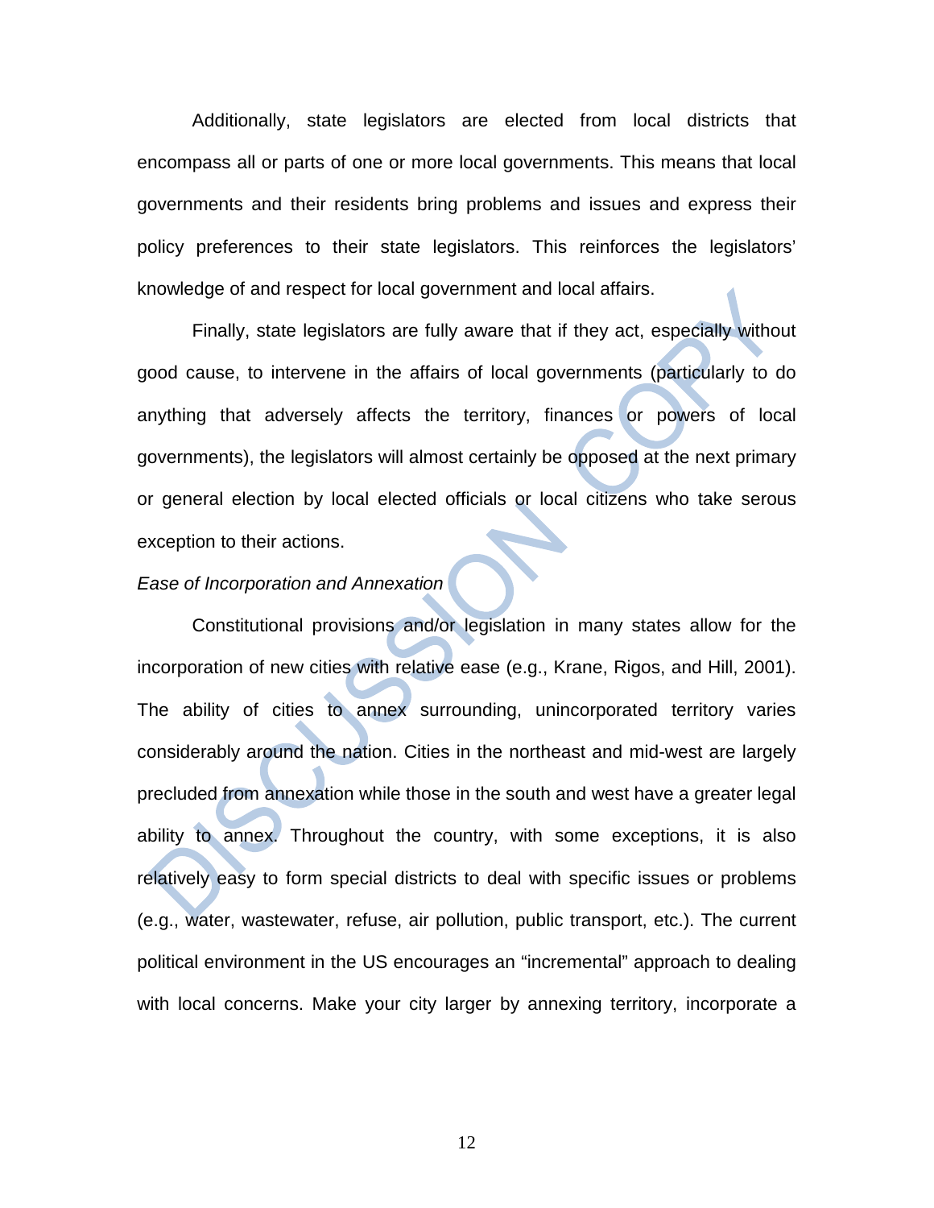Additionally, state legislators are elected from local districts that encompass all or parts of one or more local governments. This means that local governments and their residents bring problems and issues and express their policy preferences to their state legislators. This reinforces the legislators' knowledge of and respect for local government and local affairs.

Finally, state legislators are fully aware that if they act, especially without good cause, to intervene in the affairs of local governments (particularly to do anything that adversely affects the territory, finances or powers of local governments), the legislators will almost certainly be opposed at the next primary or general election by local elected officials or local citizens who take serous exception to their actions.

*Ease of Incorporation and Annexation*

Constitutional provisions and/or legislation in many states allow for the incorporation of new cities with relative ease (e.g., Krane, Rigos, and Hill, 2001). The ability of cities to annex surrounding, unincorporated territory varies considerably around the nation. Cities in the northeast and mid-west are largely precluded from annexation while those in the south and west have a greater legal ability to annex. Throughout the country, with some exceptions, it is also relatively easy to form special districts to deal with specific issues or problems (e.g., water, wastewater, refuse, air pollution, public transport, etc.). The current political environment in the US encourages an "incremental" approach to dealing with local concerns. Make your city larger by annexing territory, incorporate a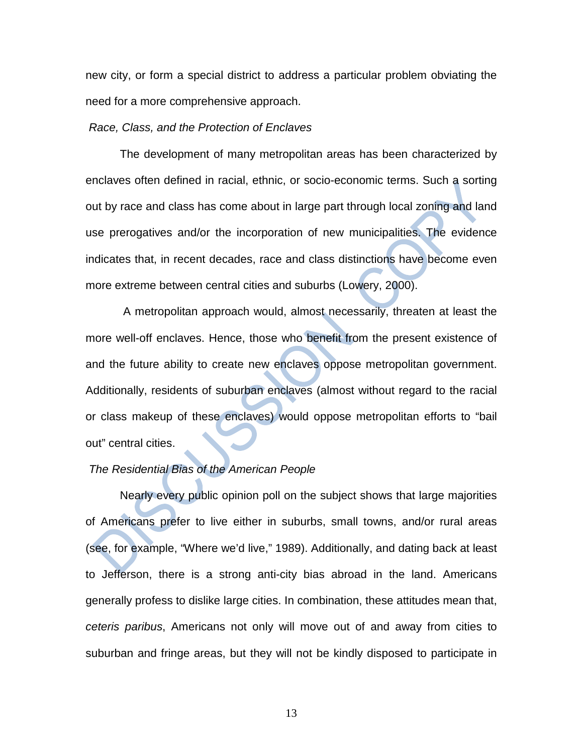new city, or form a special district to address a particular problem obviating the need for a more comprehensive approach.

*Race, Class, and the Protection of Enclaves*

The development of many metropolitan areas has been characterized by enclaves often defined in racial, ethnic, or socio-economic terms. Such a sorting out by race and class has come about in large part through local zoning and land use prerogatives and/or the incorporation of new municipalities. The evidence indicates that, in recent decades, race and class distinctions have become even more extreme between central cities and suburbs (Lowery, 2000).

A metropolitan approach would, almost necessarily, threaten at least the more well-off enclaves. Hence, those who benefit from the present existence of and the future ability to create new enclaves oppose metropolitan government. Additionally, residents of suburban enclaves (almost without regard to the racial or class makeup of these enclaves) would oppose metropolitan efforts to "bail out" central cities.

*The Residential Bias of the American People*

Nearly every public opinion poll on the subject shows that large majorities of Americans prefer to live either in suburbs, small towns, and/or rural areas (see, for example, "Where we'd live," 1989). Additionally, and dating back at least to Jefferson, there is a strong anti-city bias abroad in the land. Americans generally profess to dislike large cities. In combination, these attitudes mean that, *ceteris paribus*, Americans not only will move out of and away from cities to suburban and fringe areas, but they will not be kindly disposed to participate in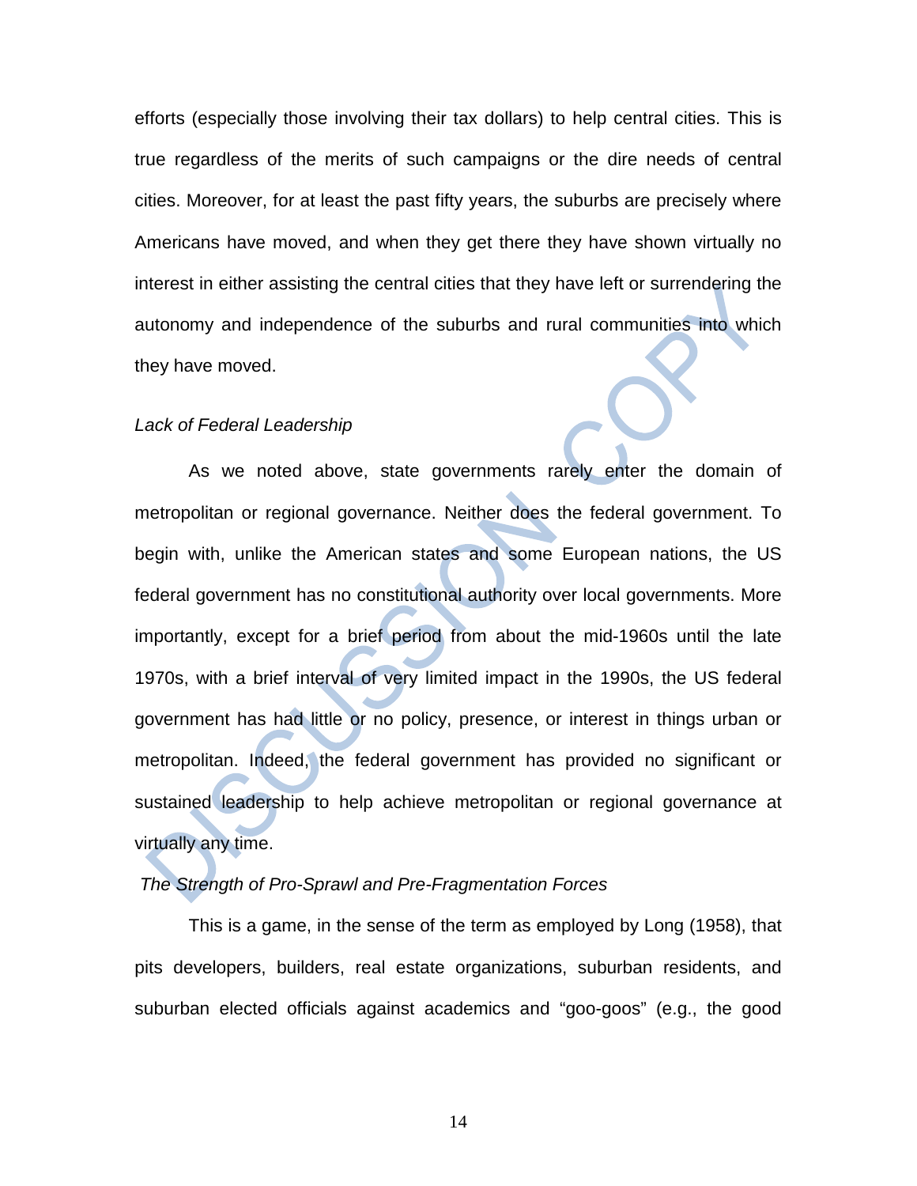efforts (especially those involving their tax dollars) to help central cities. This is true regardless of the merits of such campaigns or the dire needs of central cities. Moreover, for at least the past fifty years, the suburbs are precisely where Americans have moved, and when they get there they have shown virtually no interest in either assisting the central cities that they have left or surrendering the autonomy and independence of the suburbs and rural communities into which they have moved.

*Lack of Federal Leadership*

As we noted above, state governments rarely enter the domain of metropolitan or regional governance. Neither does the federal government. To begin with, unlike the American states and some European nations, the US federal government has no constitutional authority over local governments. More importantly, except for a brief period from about the mid-1960s until the late 1970s, with a brief interval of very limited impact in the 1990s, the US federal government has had little or no policy, presence, or interest in things urban or metropolitan. Indeed, the federal government has provided no significant or sustained leadership to help achieve metropolitan or regional governance at virtually any time.

*The Strength of Pro-Sprawl and Pre-Fragmentation Forces*

This is a game, in the sense of the term as employed by Long (1958), that pits developers, builders, real estate organizations, suburban residents, and suburban elected officials against academics and "goo-goos" (e.g., the good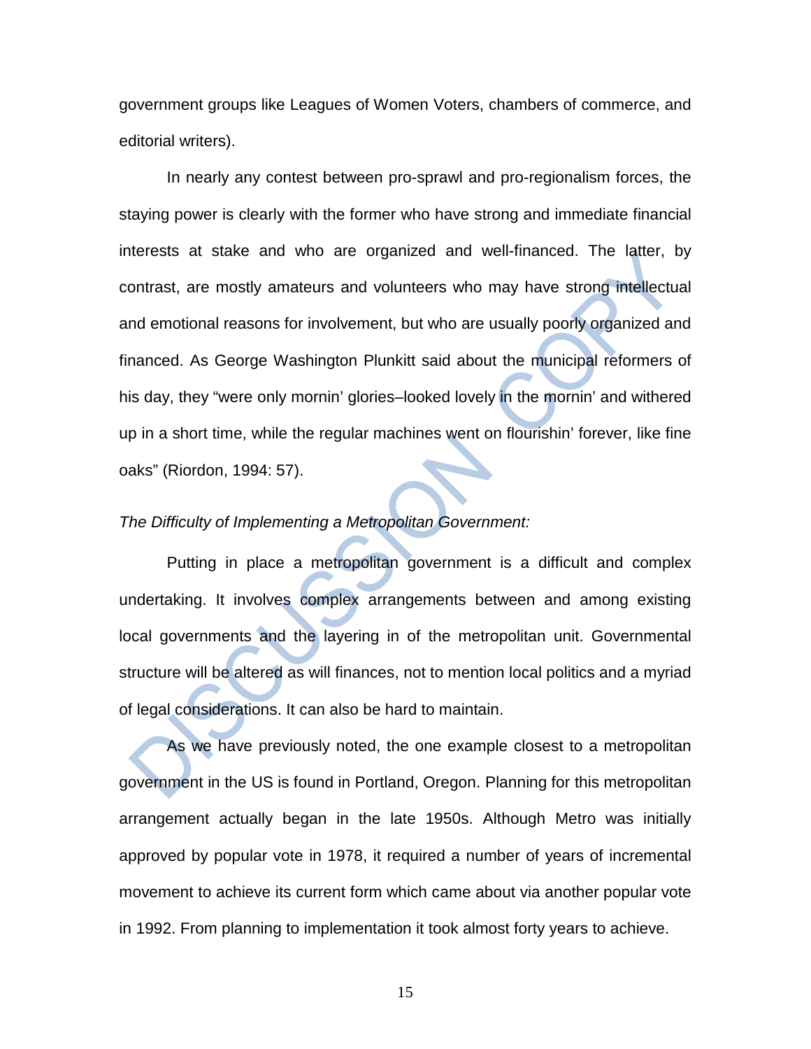government groups like Leagues of Women Voters, chambers of commerce, and editorial writers).

In nearly any contest between pro-sprawl and pro-regionalism forces, the staying power is clearly with the former who have strong and immediate financial interests at stake and who are organized and well-financed. The latter, by contrast, are mostly amateurs and volunteers who may have strong intellectual and emotional reasons for involvement, but who are usually poorly organized and financed. As George Washington Plunkitt said about the municipal reformers of his day, they "were only mornin' glories–looked lovely in the mornin' and withered up in a short time, while the regular machines went on flourishin' forever, like fine oaks" (Riordon, 1994: 57).

*The Difficulty of Implementing a Metropolitan Government:*

Putting in place a metropolitan government is a difficult and complex undertaking. It involves complex arrangements between and among existing local governments and the layering in of the metropolitan unit. Governmental structure will be altered as will finances, not to mention local politics and a myriad of legal considerations. It can also be hard to maintain.

As we have previously noted, the one example closest to a metropolitan government in the US is found in Portland, Oregon. Planning for this metropolitan arrangement actually began in the late 1950s. Although Metro was initially approved by popular vote in 1978, it required a number of years of incremental movement to achieve its current form which came about via another popular vote in 1992. From planning to implementation it took almost forty years to achieve.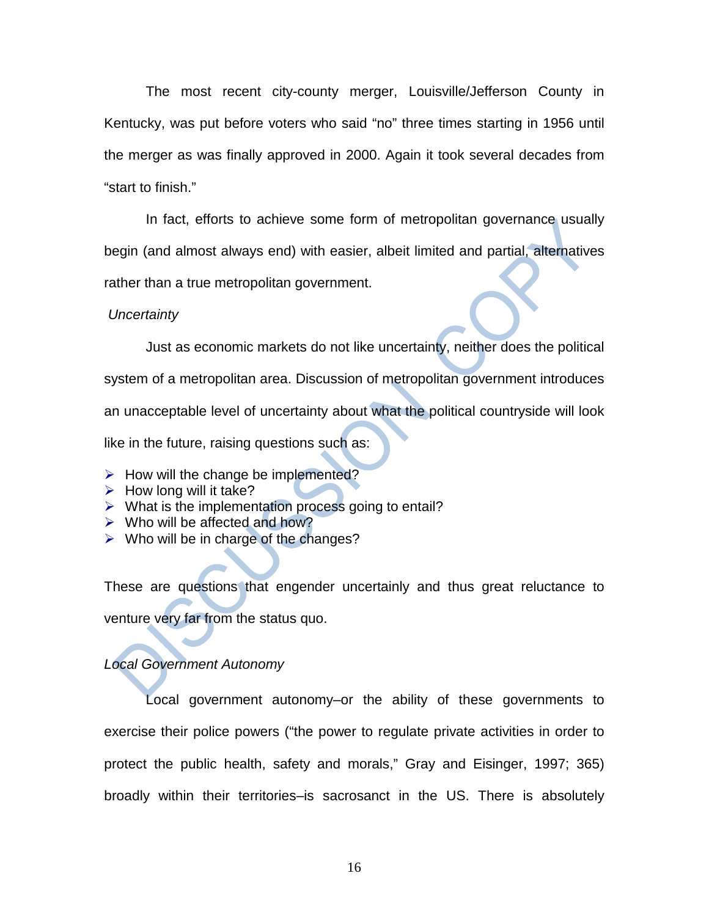The most recent city-county merger, Louisville/Jefferson County in Kentucky, was put before voters who said "no" three times starting in 1956 until the merger as was finally approved in 2000. Again it took several decades from "start to finish."

In fact, efforts to achieve some form of metropolitan governance usually begin (and almost always end) with easier, albeit limited and partial, alternatives rather than a true metropolitan government.

*Uncertainty*

Just as economic markets do not like uncertainty, neither does the political system of a metropolitan area. Discussion of metropolitan government introduces an unacceptable level of uncertainty about what the political countryside will look like in the future, raising questions such as:

- How will the change be implemented?
- How long will it take?
- What is the implementation process going to entail?
- Who will be affected and how?
- Who will be in charge of the changes?

These are questions that engender uncertainly and thus great reluctance to venture very far from the status quo.

*Local Government Autonomy*

Local government autonomy–or the ability of these governments to exercise their police powers ("the power to regulate private activities in order to protect the public health, safety and morals," Gray and Eisinger, 1997; 365) broadly within their territories–is sacrosanct in the US. There is absolutely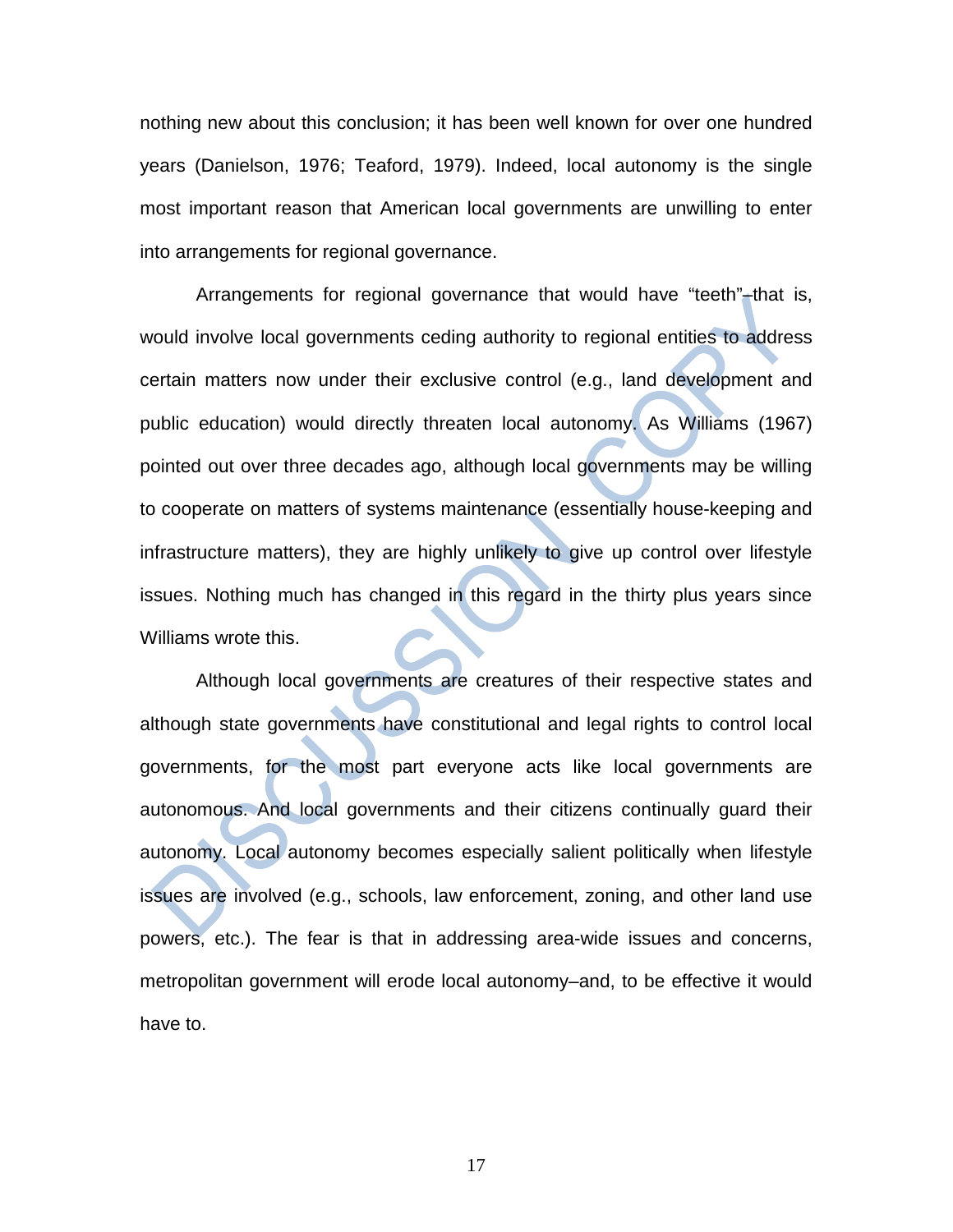nothing new about this conclusion; it has been well known for over one hundred years (Danielson, 1976; Teaford, 1979). Indeed, local autonomy is the single most important reason that American local governments are unwilling to enter into arrangements for regional governance.

Arrangements for regional governance that would have "teeth"–that is, would involve local governments ceding authority to regional entities to address certain matters now under their exclusive control (e.g., land development and public education) would directly threaten local autonomy. As Williams (1967) pointed out over three decades ago, although local governments may be willing to cooperate on matters of systems maintenance (essentially house-keeping and infrastructure matters), they are highly unlikely to give up control over lifestyle issues. Nothing much has changed in this regard in the thirty plus years since Williams wrote this.

Although local governments are creatures of their respective states and although state governments have constitutional and legal rights to control local governments, for the most part everyone acts like local governments are autonomous. And local governments and their citizens continually guard their autonomy. Local autonomy becomes especially salient politically when lifestyle issues are involved (e.g., schools, law enforcement, zoning, and other land use powers, etc.). The fear is that in addressing area-wide issues and concerns, metropolitan government will erode local autonomy–and, to be effective it would have to.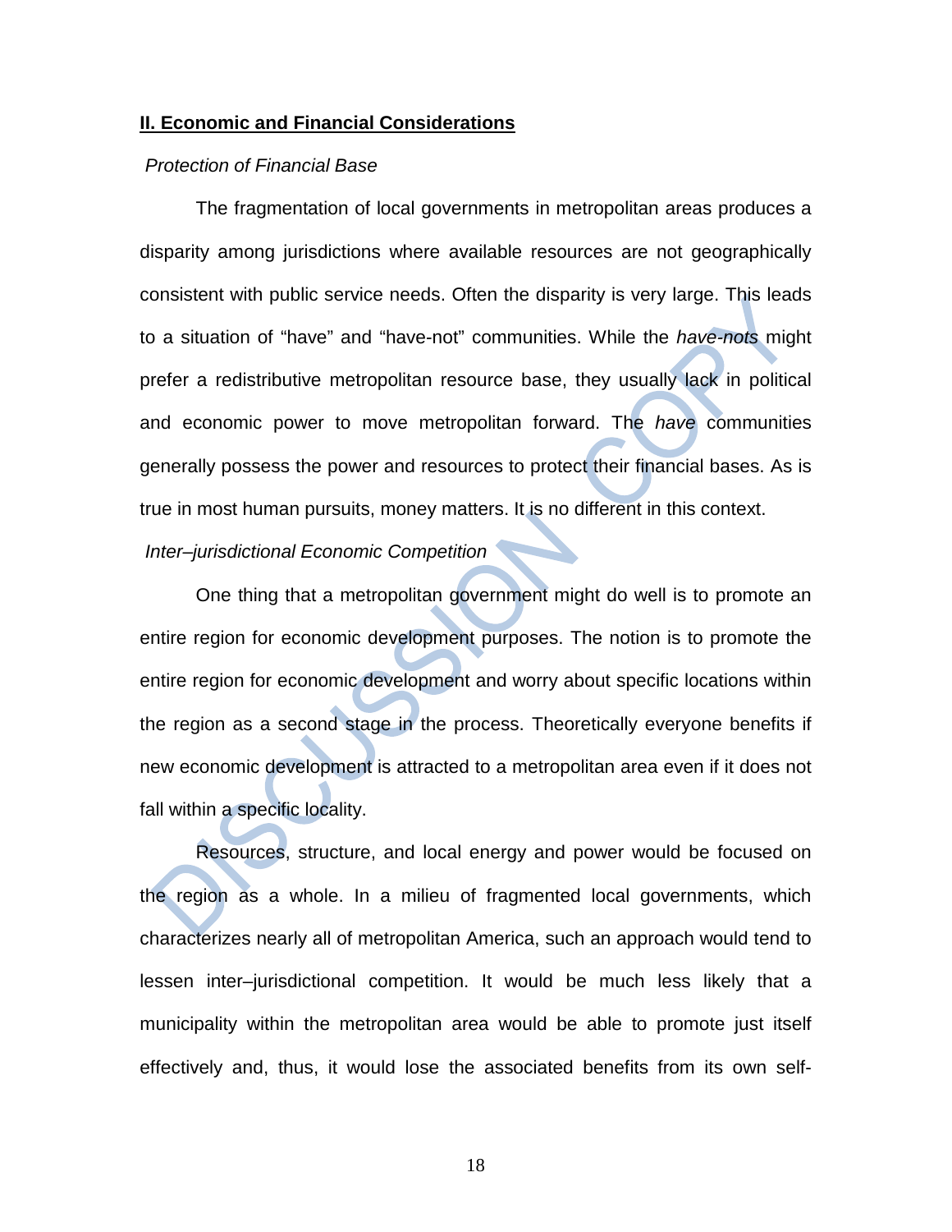## II. Economic and Financial Considerations

*Protection of Financial Base*

The fragmentation of local governments in metropolitan areas produces a disparity among jurisdictions where available resources are not geographically consistent with public service needs. Often the disparity is very large. This leads to a situation of "have" and "have-not" communities. While the *have-nots* might prefer a redistributive metropolitan resource base, they usually lack in political and economic power to move metropolitan forward. The *have* communities generally possess the power and resources to protect their financial bases. As is true in most human pursuits, money matters. It is no different in this context.

*Inter–jurisdictional Economic Competition*

One thing that a metropolitan government might do well is to promote an entire region for economic development purposes. The notion is to promote the entire region for economic development and worry about specific locations within the region as a second stage in the process. Theoretically everyone benefits if new economic development is attracted to a metropolitan area even if it does not fall within a specific locality.

Resources, structure, and local energy and power would be focused on the region as a whole. In a milieu of fragmented local governments, which characterizes nearly all of metropolitan America, such an approach would tend to lessen inter–jurisdictional competition. It would be much less likely that a municipality within the metropolitan area would be able to promote just itself effectively and, thus, it would lose the associated benefits from its own self-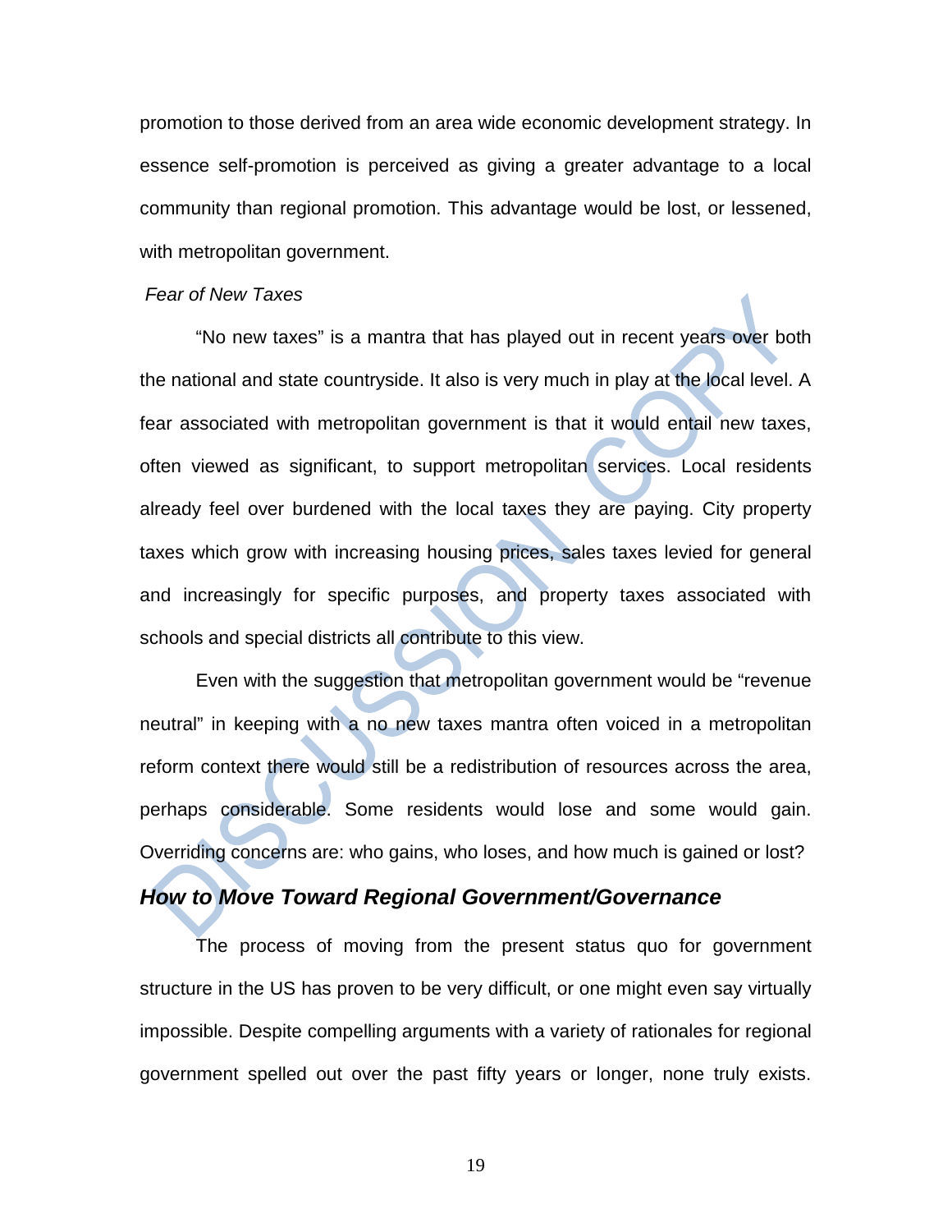promotion to those derived from an area wide economic development strategy. In essence self-promotion is perceived as giving a greater advantage to a local community than regional promotion. This advantage would be lost, or lessened, with metropolitan government.

*Fear of New Taxes*

"No new taxes" is a mantra that has played out in recent years over both the national and state countryside. It also is very much in play at the local level. A fear associated with metropolitan government is that it would entail new taxes, often viewed as significant, to support metropolitan services. Local residents already feel over burdened with the local taxes they are paying. City property taxes which grow with increasing housing prices, sales taxes levied for general and increasingly for specific purposes, and property taxes associated with schools and special districts all contribute to this view.

Even with the suggestion that metropolitan government would be "revenue neutral" in keeping with a no new taxes mantra often voiced in a metropolitan reform context there would still be a redistribution of resources across the area, perhaps considerable. Some residents would lose and some would gain. Overriding concerns are: who gains, who loses, and how much is gained or lost?

## ***How to Move Toward Regional Government/Governance***

The process of moving from the present status quo for government structure in the US has proven to be very difficult, or one might even say virtually impossible. Despite compelling arguments with a variety of rationales for regional government spelled out over the past fifty years or longer, none truly exists.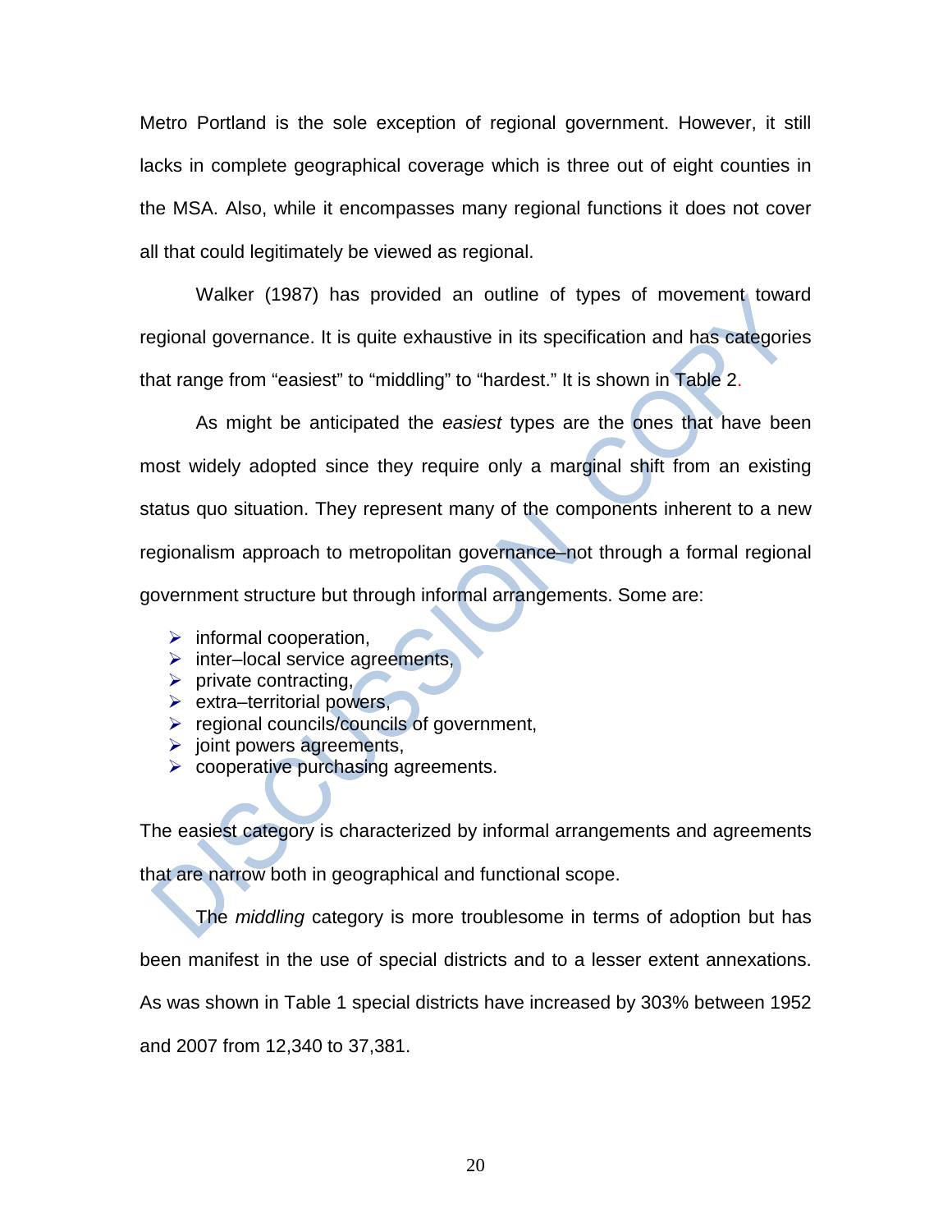Metro Portland is the sole exception of regional government. However, it still lacks in complete geographical coverage which is three out of eight counties in the MSA. Also, while it encompasses many regional functions it does not cover all that could legitimately be viewed as regional.

Walker (1987) has provided an outline of types of movement toward regional governance. It is quite exhaustive in its specification and has categories that range from "easiest" to "middling" to "hardest." It is shown in Table 2.

As might be anticipated the *easiest* types are the ones that have been most widely adopted since they require only a marginal shift from an existing status quo situation. They represent many of the components inherent to a new regionalism approach to metropolitan governance–not through a formal regional government structure but through informal arrangements. Some are:

- informal cooperation,
- inter–local service agreements,
- private contracting,
- extra–territorial powers,
- regional councils/councils of government,
- joint powers agreements,
- cooperative purchasing agreements.

The easiest category is characterized by informal arrangements and agreements that are narrow both in geographical and functional scope.

The *middling* category is more troublesome in terms of adoption but has been manifest in the use of special districts and to a lesser extent annexations. As was shown in Table 1 special districts have increased by 303% between 1952 and 2007 from 12,340 to 37,381.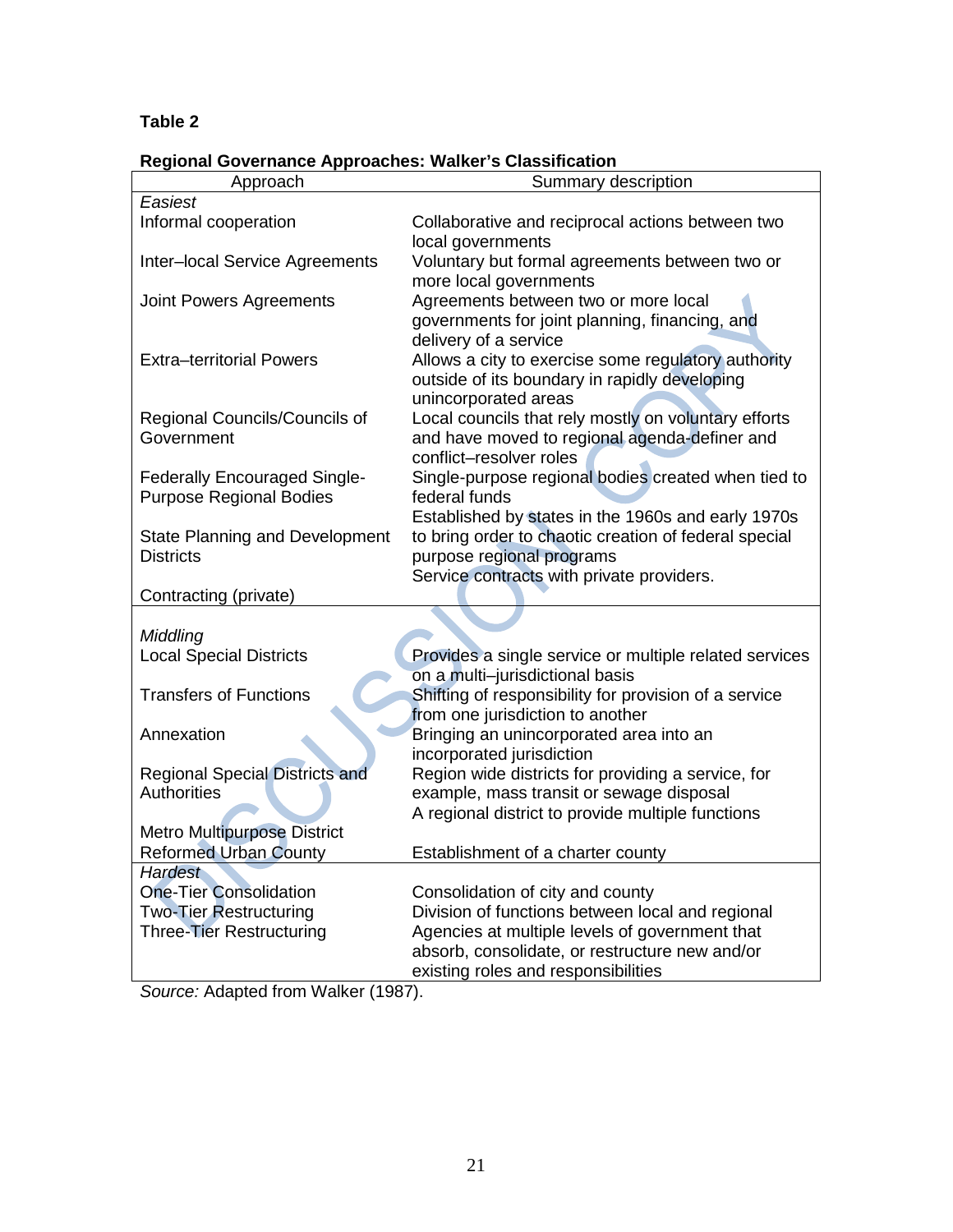**Table 2**

**Regional Governance Approaches: Walker's Classification**

| Approach | Summary description |
|---|---|
| *Easiest* | |
| Informal cooperation | Collaborative and reciprocal actions between two local governments |
| Inter–local Service Agreements | Voluntary but formal agreements between two or more local governments |
| Joint Powers Agreements | Agreements between two or more local governments for joint planning, financing, and delivery of a service |
| Extra–territorial Powers | Allows a city to exercise some regulatory authority outside of its boundary in rapidly developing unincorporated areas |
| Regional Councils/Councils of Government | Local councils that rely mostly on voluntary efforts and have moved to regional agenda-definer and conflict–resolver roles |
| Federally Encouraged Single-Purpose Regional Bodies | Single-purpose regional bodies created when tied to federal funds |
| State Planning and Development Districts | Established by states in the 1960s and early 1970s to bring order to chaotic creation of federal special purpose regional programs |
| Contracting (private) | Service contracts with private providers. |
| *Middling* | |
| Local Special Districts | Provides a single service or multiple related services on a multi–jurisdictional basis |
| Transfers of Functions | Shifting of responsibility for provision of a service from one jurisdiction to another |
| Annexation | Bringing an unincorporated area into an incorporated jurisdiction |
| Regional Special Districts and Authorities | Region wide districts for providing a service, for example, mass transit or sewage disposal |
| Metro Multipurpose District | A regional district to provide multiple functions |
| Reformed Urban County | Establishment of a charter county |
| *Hardest* | |
| One-Tier Consolidation | Consolidation of city and county |
| Two-Tier Restructuring | Division of functions between local and regional |
| Three-Tier Restructuring | Agencies at multiple levels of government that absorb, consolidate, or restructure new and/or existing roles and responsibilities |

*Source:* Adapted from Walker (1987).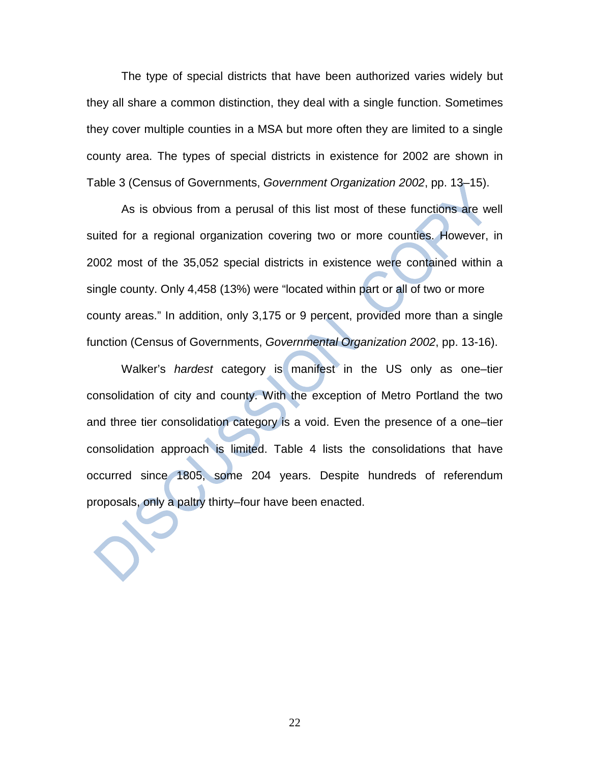The type of special districts that have been authorized varies widely but they all share a common distinction, they deal with a single function. Sometimes they cover multiple counties in a MSA but more often they are limited to a single county area. The types of special districts in existence for 2002 are shown in Table 3 (Census of Governments, *Government Organization 2002*, pp. 13–15).

As is obvious from a perusal of this list most of these functions are well suited for a regional organization covering two or more counties. However, in 2002 most of the 35,052 special districts in existence were contained within a single county. Only 4,458 (13%) were "located within part or all of two or more county areas." In addition, only 3,175 or 9 percent, provided more than a single function (Census of Governments, *Governmental Organization 2002*, pp. 13-16).

Walker's *hardest* category is manifest in the US only as one–tier consolidation of city and county. With the exception of Metro Portland the two and three tier consolidation category is a void. Even the presence of a one–tier consolidation approach is limited. Table 4 lists the consolidations that have occurred since 1805, some 204 years. Despite hundreds of referendum proposals, only a paltry thirty–four have been enacted.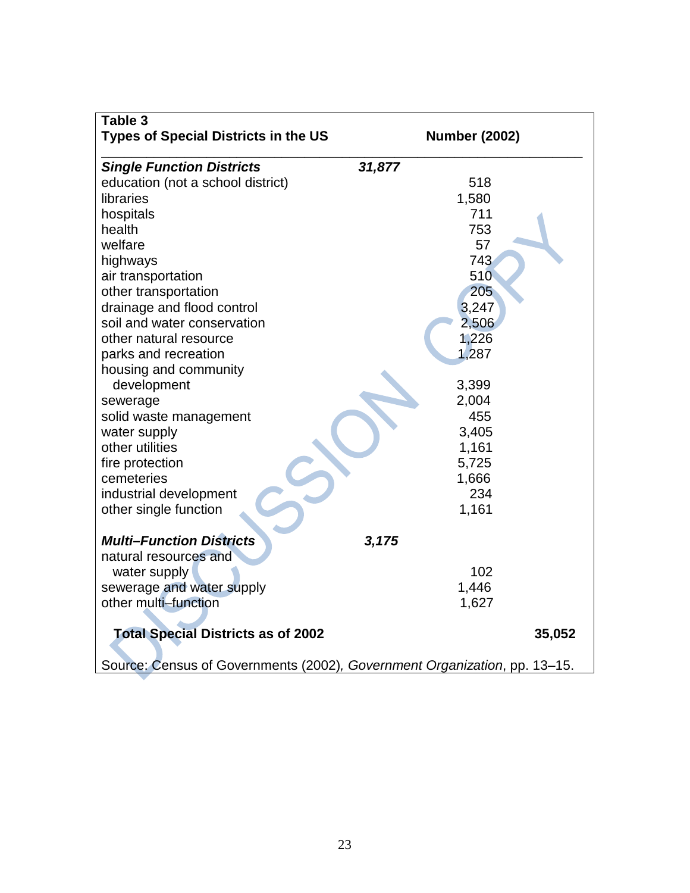**Table 3**

| Types of Special Districts in the US | | Number (2002) | |
|---|---|---|---|
| ***Single Function Districts*** | ***31,877*** | | |
| education (not a school district) | | 518 | |
| libraries | | 1,580 | |
| hospitals | | 711 | |
| health | | 753 | |
| welfare | | 57 | |
| highways | | 743 | |
| air transportation | | 510 | |
| other transportation | | 205 | |
| drainage and flood control | | 3,247 | |
| soil and water conservation | | 2,506 | |
| other natural resource | | 1,226 | |
| parks and recreation | | 1,287 | |
| housing and community development | | 3,399 | |
| sewerage | | 2,004 | |
| solid waste management | | 455 | |
| water supply | | 3,405 | |
| other utilities | | 1,161 | |
| fire protection | | 5,725 | |
| cemeteries | | 1,666 | |
| industrial development | | 234 | |
| other single function | | 1,161 | |
| ***Multi–Function Districts*** | ***3,175*** | | |
| natural resources and water supply | | 102 | |
| sewerage and water supply | | 1,446 | |
| other multi–function | | 1,627 | |
| **Total Special Districts as of 2002** | | | **35,052** |

Source: Census of Governments (2002), *Government Organization*, pp. 13–15.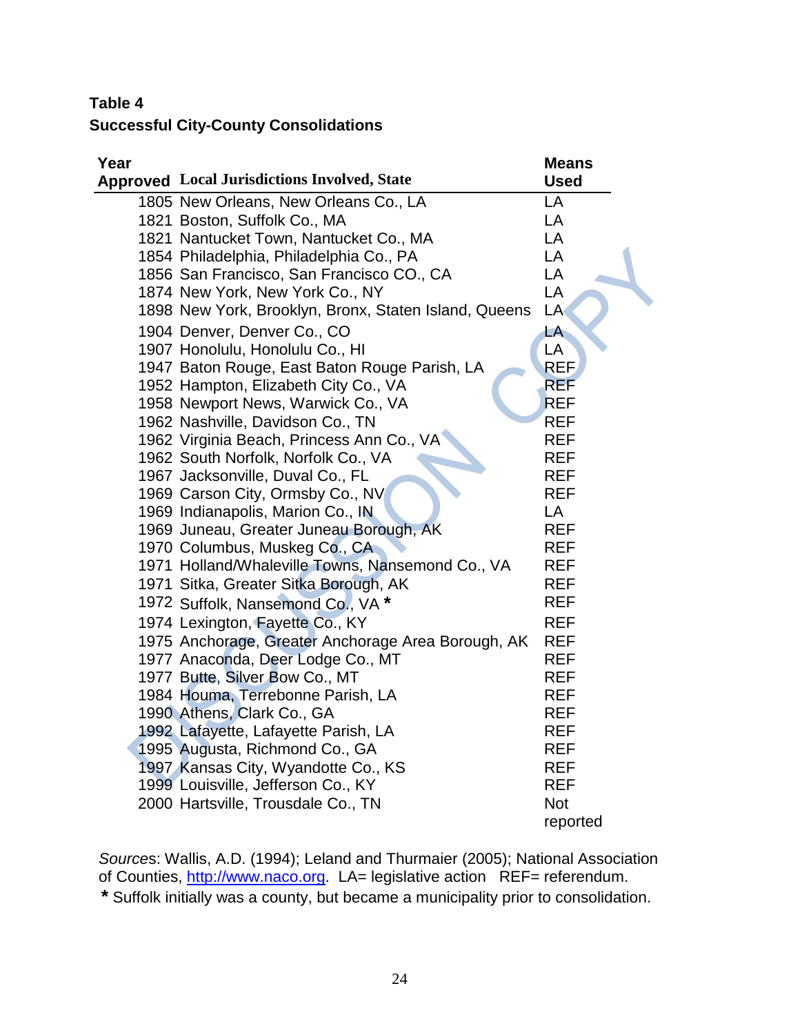**Table 4**
**Successful City-County Consolidations**

| Year Approved | Local Jurisdictions Involved, State | Means Used |
|---|---|---|
| 1805 | New Orleans, New Orleans Co., LA | LA |
| 1821 | Boston, Suffolk Co., MA | LA |
| 1821 | Nantucket Town, Nantucket Co., MA | LA |
| 1854 | Philadelphia, Philadelphia Co., PA | LA |
| 1856 | San Francisco, San Francisco CO., CA | LA |
| 1874 | New York, New York Co., NY | LA |
| 1898 | New York, Brooklyn, Bronx, Staten Island, Queens | LA |
| 1904 | Denver, Denver Co., CO | LA |
| 1907 | Honolulu, Honolulu Co., HI | LA |
| 1947 | Baton Rouge, East Baton Rouge Parish, LA | REF |
| 1952 | Hampton, Elizabeth City Co., VA | REF |
| 1958 | Newport News, Warwick Co., VA | REF |
| 1962 | Nashville, Davidson Co., TN | REF |
| 1962 | Virginia Beach, Princess Ann Co., VA | REF |
| 1962 | South Norfolk, Norfolk Co., VA | REF |
| 1967 | Jacksonville, Duval Co., FL | REF |
| 1969 | Carson City, Ormsby Co., NV | REF |
| 1969 | Indianapolis, Marion Co., IN | LA |
| 1969 | Juneau, Greater Juneau Borough, AK | REF |
| 1970 | Columbus, Muskeg Co., CA | REF |
| 1971 | Holland/Whaleville Towns, Nansemond Co., VA | REF |
| 1971 | Sitka, Greater Sitka Borough, AK | REF |
| 1972 | Suffolk, Nansemond Co., VA * | REF |
| 1974 | Lexington, Fayette Co., KY | REF |
| 1975 | Anchorage, Greater Anchorage Area Borough, AK | REF |
| 1977 | Anaconda, Deer Lodge Co., MT | REF |
| 1977 | Butte, Silver Bow Co., MT | REF |
| 1984 | Houma, Terrebonne Parish, LA | REF |
| 1990 | Athens, Clark Co., GA | REF |
| 1992 | Lafayette, Lafayette Parish, LA | REF |
| 1995 | Augusta, Richmond Co., GA | REF |
| 1997 | Kansas City, Wyandotte Co., KS | REF |
| 1999 | Louisville, Jefferson Co., KY | REF |
| 2000 | Hartsville, Trousdale Co., TN | Not reported |

*Sources*: Wallis, A.D. (1994); Leland and Thurmaier (2005); National Association of Counties, http://www.naco.org. LA= legislative action REF= referendum.

**\*** Suffolk initially was a county, but became a municipality prior to consolidation.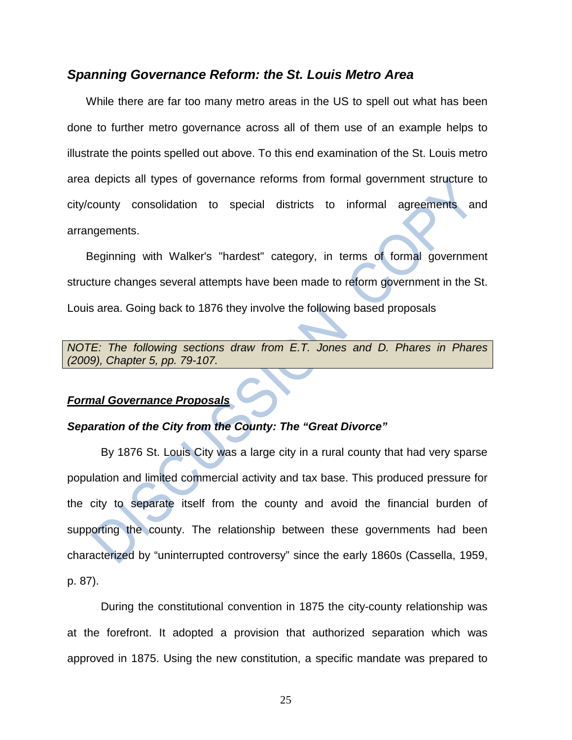### *Spanning Governance Reform: the St. Louis Metro Area*

While there are far too many metro areas in the US to spell out what has been done to further metro governance across all of them use of an example helps to illustrate the points spelled out above. To this end examination of the St. Louis metro area depicts all types of governance reforms from formal government structure to city/county consolidation to special districts to informal agreements and arrangements.

Beginning with Walker's "hardest" category, in terms of formal government structure changes several attempts have been made to reform government in the St. Louis area. Going back to 1876 they involve the following based proposals

*NOTE: The following sections draw from E.T. Jones and D. Phares in Phares (2009), Chapter 5, pp. 79-107.*

***Formal Governance Proposals***

***Separation of the City from the County: The "Great Divorce"***

By 1876 St. Louis City was a large city in a rural county that had very sparse population and limited commercial activity and tax base. This produced pressure for the city to separate itself from the county and avoid the financial burden of supporting the county. The relationship between these governments had been characterized by "uninterrupted controversy" since the early 1860s (Cassella, 1959, p. 87).

During the constitutional convention in 1875 the city-county relationship was at the forefront. It adopted a provision that authorized separation which was approved in 1875. Using the new constitution, a specific mandate was prepared to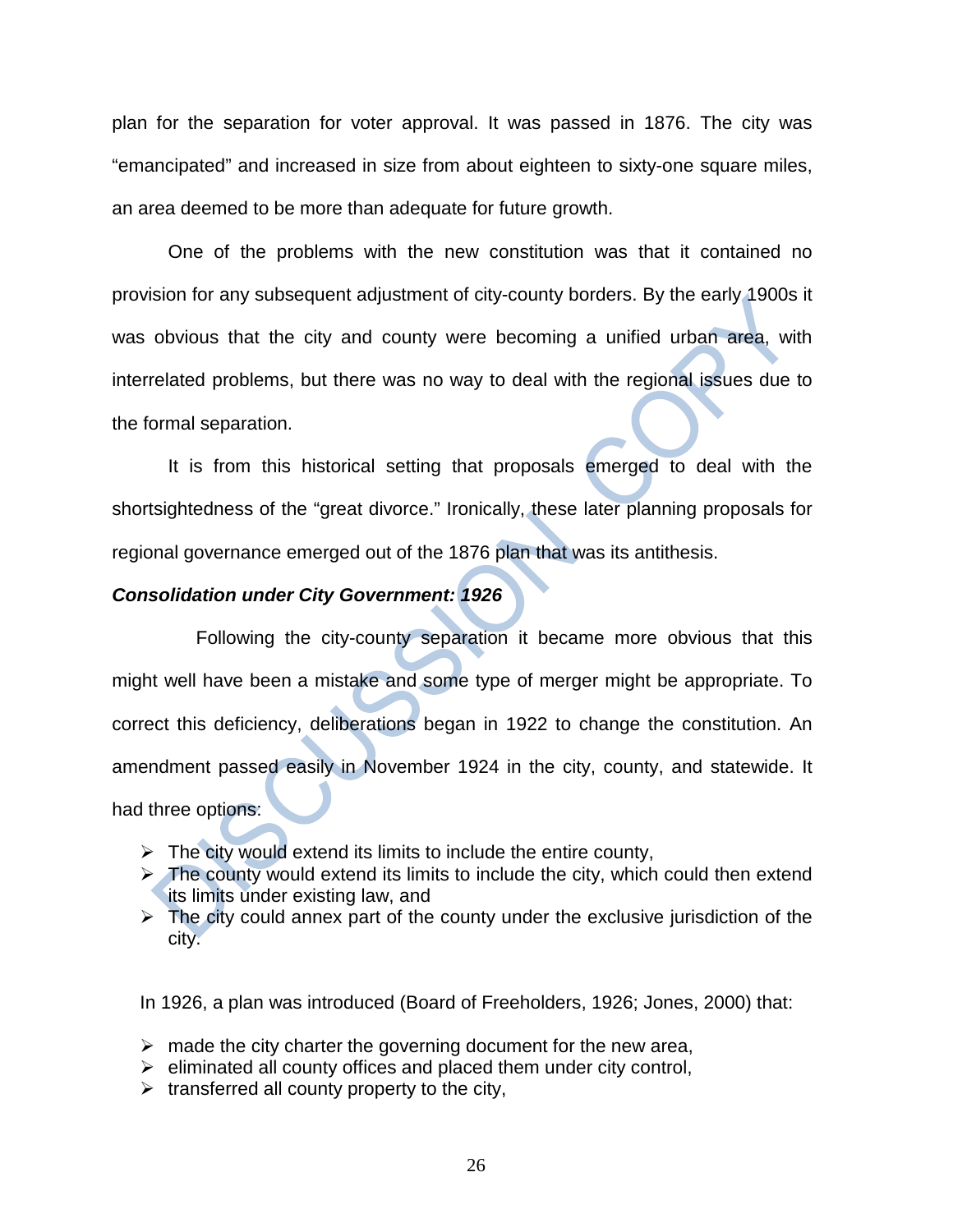plan for the separation for voter approval. It was passed in 1876. The city was "emancipated" and increased in size from about eighteen to sixty-one square miles, an area deemed to be more than adequate for future growth.

One of the problems with the new constitution was that it contained no provision for any subsequent adjustment of city-county borders. By the early 1900s it was obvious that the city and county were becoming a unified urban area, with interrelated problems, but there was no way to deal with the regional issues due to the formal separation.

It is from this historical setting that proposals emerged to deal with the shortsightedness of the "great divorce." Ironically, these later planning proposals for regional governance emerged out of the 1876 plan that was its antithesis.

### ***Consolidation under City Government: 1926***

Following the city-county separation it became more obvious that this might well have been a mistake and some type of merger might be appropriate. To correct this deficiency, deliberations began in 1922 to change the constitution. An amendment passed easily in November 1924 in the city, county, and statewide. It had three options:

- The city would extend its limits to include the entire county,
- The county would extend its limits to include the city, which could then extend its limits under existing law, and
- The city could annex part of the county under the exclusive jurisdiction of the city.

In 1926, a plan was introduced (Board of Freeholders, 1926; Jones, 2000) that:

- made the city charter the governing document for the new area,
- eliminated all county offices and placed them under city control,
- transferred all county property to the city,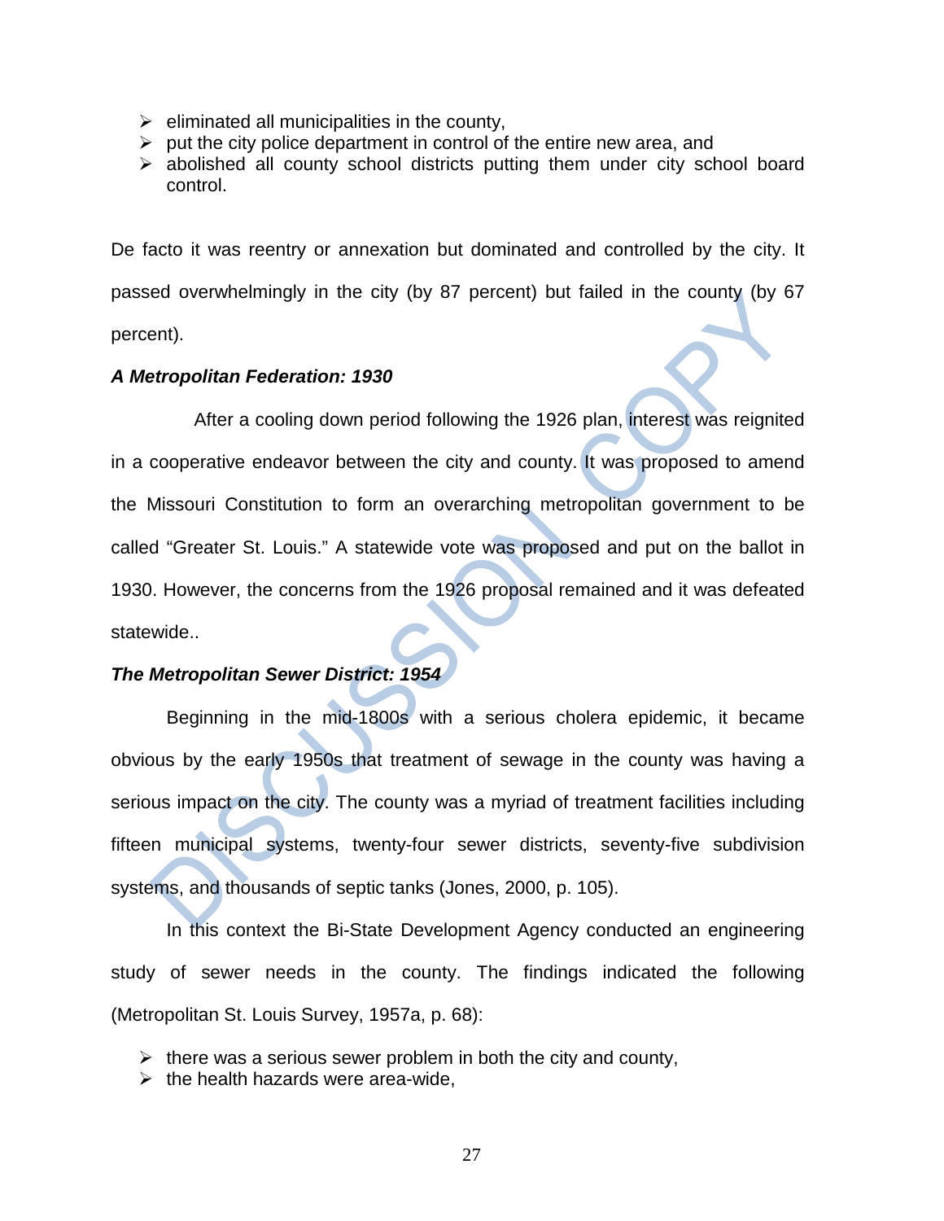- eliminated all municipalities in the county,
- put the city police department in control of the entire new area, and
- abolished all county school districts putting them under city school board control.

De facto it was reentry or annexation but dominated and controlled by the city. It passed overwhelmingly in the city (by 87 percent) but failed in the county (by 67 percent).

***A Metropolitan Federation: 1930***

After a cooling down period following the 1926 plan, interest was reignited in a cooperative endeavor between the city and county. It was proposed to amend the Missouri Constitution to form an overarching metropolitan government to be called "Greater St. Louis." A statewide vote was proposed and put on the ballot in 1930. However, the concerns from the 1926 proposal remained and it was defeated statewide..

***The Metropolitan Sewer District: 1954***

Beginning in the mid-1800s with a serious cholera epidemic, it became obvious by the early 1950s that treatment of sewage in the county was having a serious impact on the city. The county was a myriad of treatment facilities including fifteen municipal systems, twenty-four sewer districts, seventy-five subdivision systems, and thousands of septic tanks (Jones, 2000, p. 105).

In this context the Bi-State Development Agency conducted an engineering study of sewer needs in the county. The findings indicated the following (Metropolitan St. Louis Survey, 1957a, p. 68):

- there was a serious sewer problem in both the city and county,
- the health hazards were area-wide,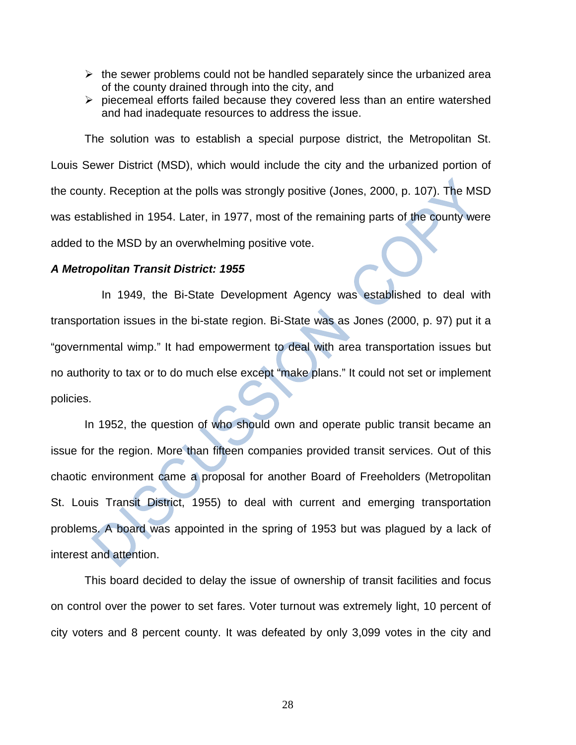- the sewer problems could not be handled separately since the urbanized area of the county drained through into the city, and
- piecemeal efforts failed because they covered less than an entire watershed and had inadequate resources to address the issue.

The solution was to establish a special purpose district, the Metropolitan St. Louis Sewer District (MSD), which would include the city and the urbanized portion of the county. Reception at the polls was strongly positive (Jones, 2000, p. 107). The MSD was established in 1954. Later, in 1977, most of the remaining parts of the county were added to the MSD by an overwhelming positive vote.

***A Metropolitan Transit District: 1955***

In 1949, the Bi-State Development Agency was established to deal with transportation issues in the bi-state region. Bi-State was as Jones (2000, p. 97) put it a "governmental wimp." It had empowerment to deal with area transportation issues but no authority to tax or to do much else except "make plans." It could not set or implement policies.

In 1952, the question of who should own and operate public transit became an issue for the region. More than fifteen companies provided transit services. Out of this chaotic environment came a proposal for another Board of Freeholders (Metropolitan St. Louis Transit District, 1955) to deal with current and emerging transportation problems. A board was appointed in the spring of 1953 but was plagued by a lack of interest and attention.

This board decided to delay the issue of ownership of transit facilities and focus on control over the power to set fares. Voter turnout was extremely light, 10 percent of city voters and 8 percent county. It was defeated by only 3,099 votes in the city and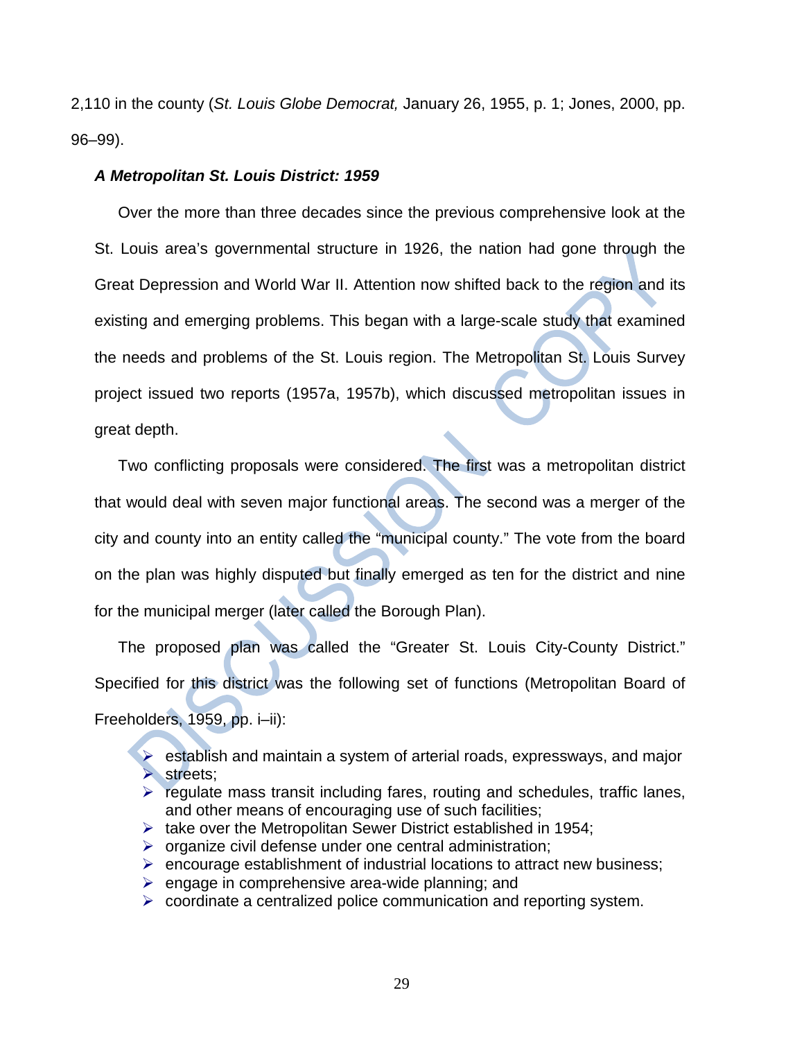2,110 in the county (*St. Louis Globe Democrat,* January 26, 1955, p. 1; Jones, 2000, pp. 96–99).

### *A Metropolitan St. Louis District: 1959*

Over the more than three decades since the previous comprehensive look at the St. Louis area's governmental structure in 1926, the nation had gone through the Great Depression and World War II. Attention now shifted back to the region and its existing and emerging problems. This began with a large-scale study that examined the needs and problems of the St. Louis region. The Metropolitan St. Louis Survey project issued two reports (1957a, 1957b), which discussed metropolitan issues in great depth.

Two conflicting proposals were considered. The first was a metropolitan district that would deal with seven major functional areas. The second was a merger of the city and county into an entity called the "municipal county." The vote from the board on the plan was highly disputed but finally emerged as ten for the district and nine for the municipal merger (later called the Borough Plan).

The proposed plan was called the "Greater St. Louis City-County District." Specified for this district was the following set of functions (Metropolitan Board of Freeholders, 1959, pp. i–ii):

- establish and maintain a system of arterial roads, expressways, and major streets;
- regulate mass transit including fares, routing and schedules, traffic lanes, and other means of encouraging use of such facilities;
- take over the Metropolitan Sewer District established in 1954;
- organize civil defense under one central administration;
- encourage establishment of industrial locations to attract new business;
- engage in comprehensive area-wide planning; and
- coordinate a centralized police communication and reporting system.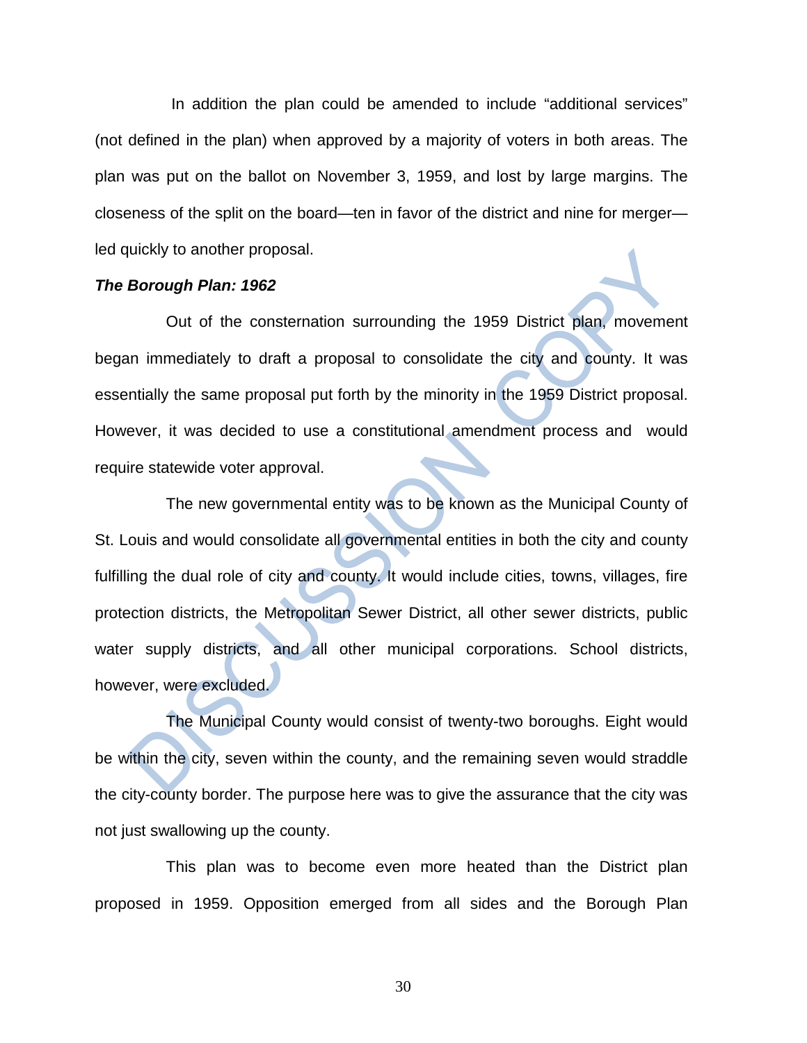In addition the plan could be amended to include "additional services" (not defined in the plan) when approved by a majority of voters in both areas. The plan was put on the ballot on November 3, 1959, and lost by large margins. The closeness of the split on the board—ten in favor of the district and nine for merger—led quickly to another proposal.

***The Borough Plan: 1962***

Out of the consternation surrounding the 1959 District plan, movement began immediately to draft a proposal to consolidate the city and county. It was essentially the same proposal put forth by the minority in the 1959 District proposal. However, it was decided to use a constitutional amendment process and would require statewide voter approval.

The new governmental entity was to be known as the Municipal County of St. Louis and would consolidate all governmental entities in both the city and county fulfilling the dual role of city and county. It would include cities, towns, villages, fire protection districts, the Metropolitan Sewer District, all other sewer districts, public water supply districts, and all other municipal corporations. School districts, however, were excluded.

The Municipal County would consist of twenty-two boroughs. Eight would be within the city, seven within the county, and the remaining seven would straddle the city-county border. The purpose here was to give the assurance that the city was not just swallowing up the county.

This plan was to become even more heated than the District plan proposed in 1959. Opposition emerged from all sides and the Borough Plan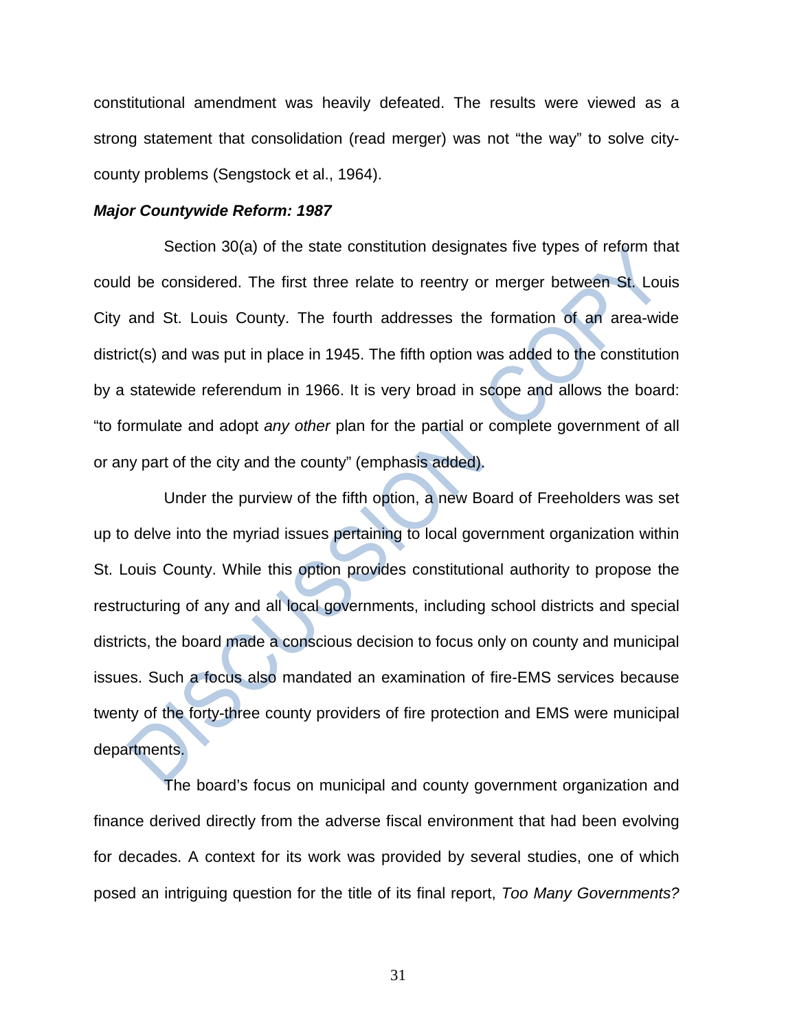constitutional amendment was heavily defeated. The results were viewed as a strong statement that consolidation (read merger) was not "the way" to solve city-county problems (Sengstock et al., 1964).

***Major Countywide Reform: 1987***

Section 30(a) of the state constitution designates five types of reform that could be considered. The first three relate to reentry or merger between St. Louis City and St. Louis County. The fourth addresses the formation of an area-wide district(s) and was put in place in 1945. The fifth option was added to the constitution by a statewide referendum in 1966. It is very broad in scope and allows the board: "to formulate and adopt *any other* plan for the partial or complete government of all or any part of the city and the county" (emphasis added).

Under the purview of the fifth option, a new Board of Freeholders was set up to delve into the myriad issues pertaining to local government organization within St. Louis County. While this option provides constitutional authority to propose the restructuring of any and all local governments, including school districts and special districts, the board made a conscious decision to focus only on county and municipal issues. Such a focus also mandated an examination of fire-EMS services because twenty of the forty-three county providers of fire protection and EMS were municipal departments.

The board's focus on municipal and county government organization and finance derived directly from the adverse fiscal environment that had been evolving for decades. A context for its work was provided by several studies, one of which posed an intriguing question for the title of its final report, *Too Many Governments?*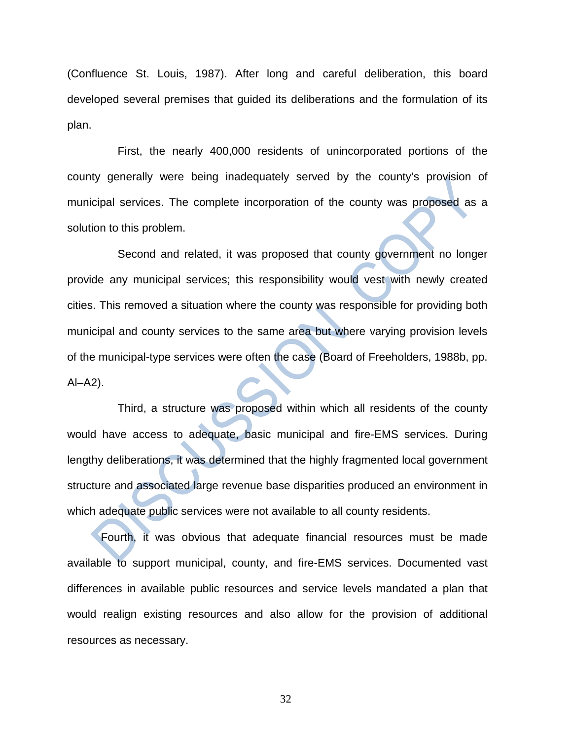(Confluence St. Louis, 1987). After long and careful deliberation, this board developed several premises that guided its deliberations and the formulation of its plan.

First, the nearly 400,000 residents of unincorporated portions of the county generally were being inadequately served by the county's provision of municipal services. The complete incorporation of the county was proposed as a solution to this problem.

Second and related, it was proposed that county government no longer provide any municipal services; this responsibility would vest with newly created cities. This removed a situation where the county was responsible for providing both municipal and county services to the same area but where varying provision levels of the municipal-type services were often the case (Board of Freeholders, 1988b, pp. Al–A2).

Third, a structure was proposed within which all residents of the county would have access to adequate, basic municipal and fire-EMS services. During lengthy deliberations, it was determined that the highly fragmented local government structure and associated large revenue base disparities produced an environment in which adequate public services were not available to all county residents.

Fourth, it was obvious that adequate financial resources must be made available to support municipal, county, and fire-EMS services. Documented vast differences in available public resources and service levels mandated a plan that would realign existing resources and also allow for the provision of additional resources as necessary.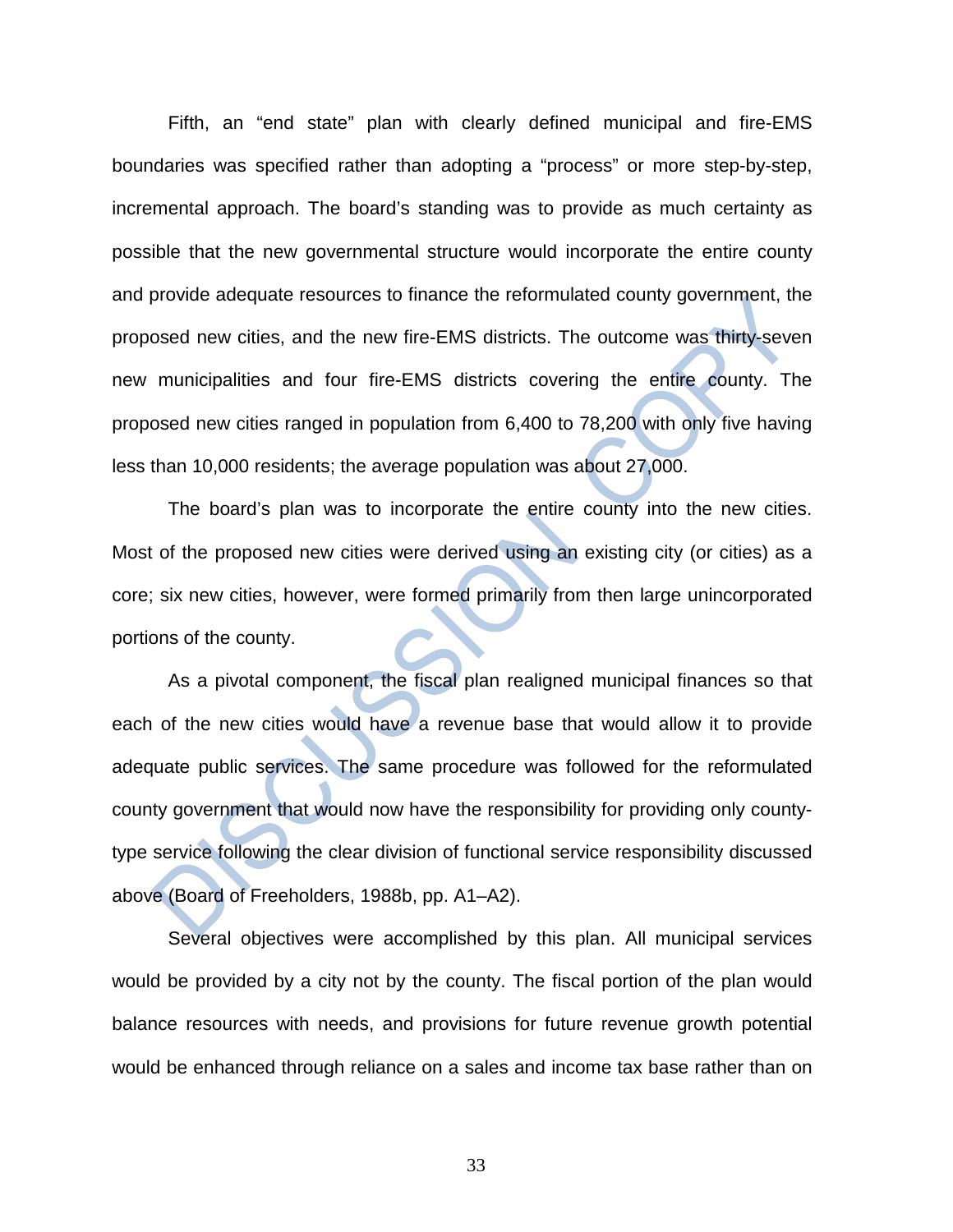Fifth, an "end state" plan with clearly defined municipal and fire-EMS boundaries was specified rather than adopting a "process" or more step-by-step, incremental approach. The board's standing was to provide as much certainty as possible that the new governmental structure would incorporate the entire county and provide adequate resources to finance the reformulated county government, the proposed new cities, and the new fire-EMS districts. The outcome was thirty-seven new municipalities and four fire-EMS districts covering the entire county. The proposed new cities ranged in population from 6,400 to 78,200 with only five having less than 10,000 residents; the average population was about 27,000.

The board's plan was to incorporate the entire county into the new cities. Most of the proposed new cities were derived using an existing city (or cities) as a core; six new cities, however, were formed primarily from then large unincorporated portions of the county.

As a pivotal component, the fiscal plan realigned municipal finances so that each of the new cities would have a revenue base that would allow it to provide adequate public services. The same procedure was followed for the reformulated county government that would now have the responsibility for providing only county-type service following the clear division of functional service responsibility discussed above (Board of Freeholders, 1988b, pp. A1–A2).

Several objectives were accomplished by this plan. All municipal services would be provided by a city not by the county. The fiscal portion of the plan would balance resources with needs, and provisions for future revenue growth potential would be enhanced through reliance on a sales and income tax base rather than on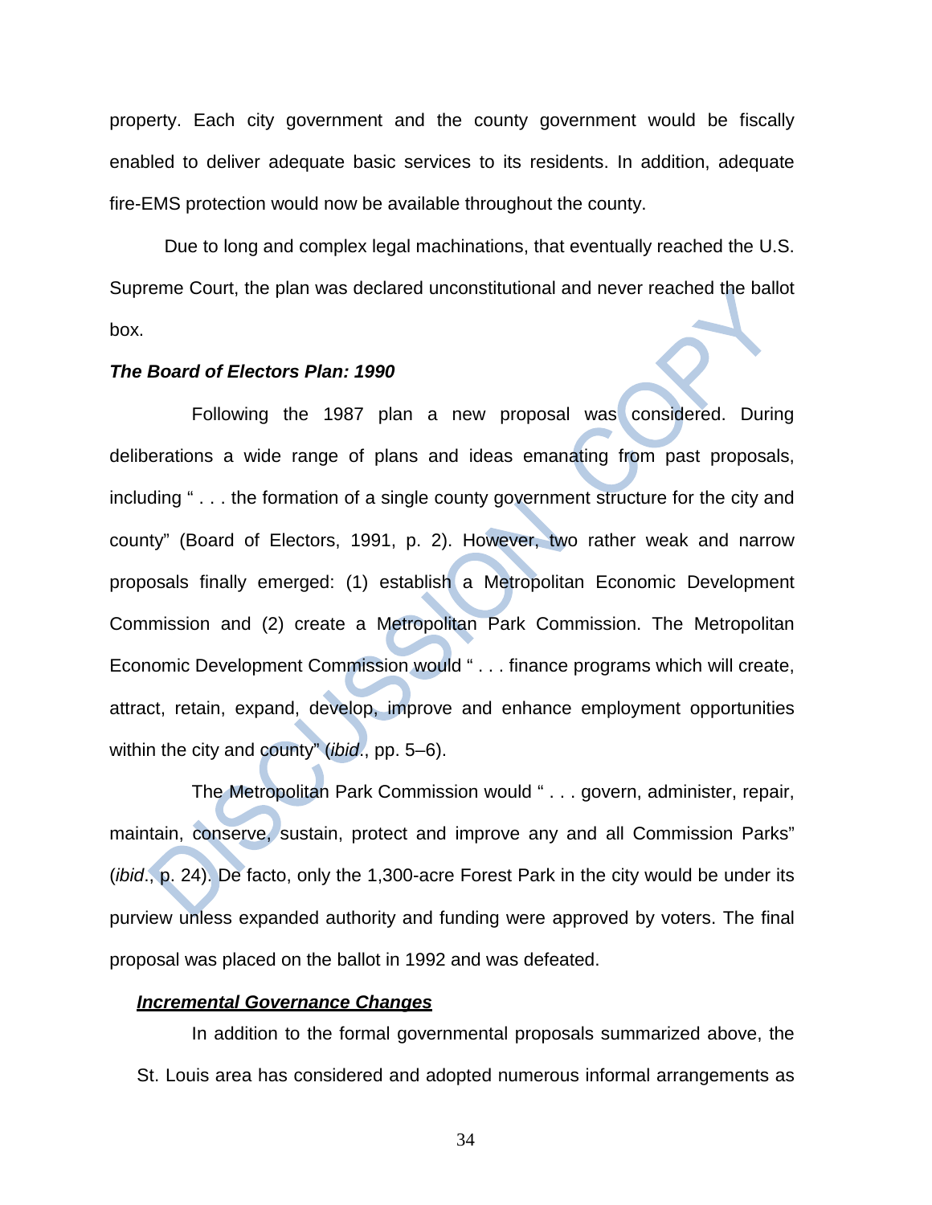property. Each city government and the county government would be fiscally enabled to deliver adequate basic services to its residents. In addition, adequate fire-EMS protection would now be available throughout the county.

Due to long and complex legal machinations, that eventually reached the U.S. Supreme Court, the plan was declared unconstitutional and never reached the ballot box.

***The Board of Electors Plan: 1990***

Following the 1987 plan a new proposal was considered. During deliberations a wide range of plans and ideas emanating from past proposals, including " . . . the formation of a single county government structure for the city and county" (Board of Electors, 1991, p. 2). However, two rather weak and narrow proposals finally emerged: (1) establish a Metropolitan Economic Development Commission and (2) create a Metropolitan Park Commission. The Metropolitan Economic Development Commission would " . . . finance programs which will create, attract, retain, expand, develop, improve and enhance employment opportunities within the city and county" (*ibid*., pp. 5–6).

The Metropolitan Park Commission would " . . . govern, administer, repair, maintain, conserve, sustain, protect and improve any and all Commission Parks" (*ibid*., p. 24). De facto, only the 1,300-acre Forest Park in the city would be under its purview unless expanded authority and funding were approved by voters. The final proposal was placed on the ballot in 1992 and was defeated.

***<u>Incremental Governance Changes</u>***

In addition to the formal governmental proposals summarized above, the St. Louis area has considered and adopted numerous informal arrangements as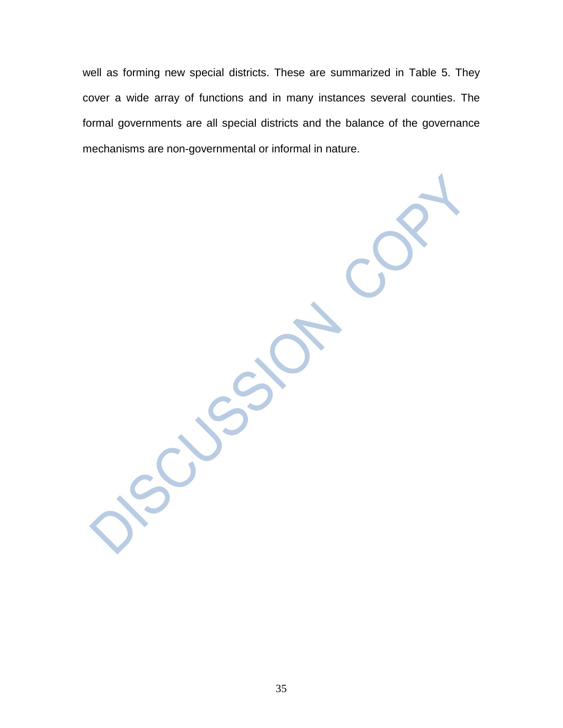well as forming new special districts. These are summarized in Table 5. They cover a wide array of functions and in many instances several counties. The formal governments are all special districts and the balance of the governance mechanisms are non-governmental or informal in nature.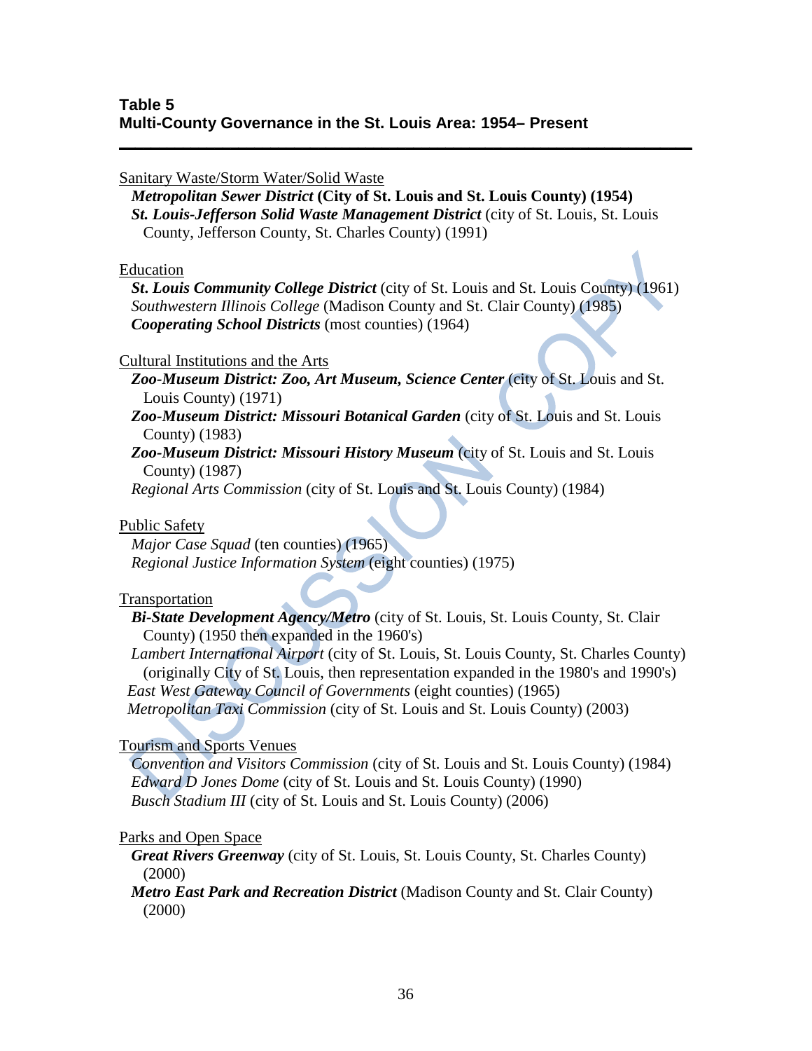**Table 5**
**Multi-County Governance in the St. Louis Area: 1954– Present**

---

Sanitary Waste/Storm Water/Solid Waste

***Metropolitan Sewer District*** **(City of St. Louis and St. Louis County) (1954)**
***St. Louis-Jefferson Solid Waste Management District*** (city of St. Louis, St. Louis County, Jefferson County, St. Charles County) (1991)

Education

***St. Louis Community College District*** (city of St. Louis and St. Louis County) (1961)
*Southwestern Illinois College* (Madison County and St. Clair County) (1985)
***Cooperating School Districts*** (most counties) (1964)

Cultural Institutions and the Arts

***Zoo-Museum District: Zoo, Art Museum, Science Center*** (city of St. Louis and St. Louis County) (1971)
***Zoo-Museum District: Missouri Botanical Garden*** (city of St. Louis and St. Louis County) (1983)
***Zoo-Museum District: Missouri History Museum*** (city of St. Louis and St. Louis County) (1987)
*Regional Arts Commission* (city of St. Louis and St. Louis County) (1984)

Public Safety

*Major Case Squad* (ten counties) (1965)
*Regional Justice Information System* (eight counties) (1975)

Transportation

***Bi-State Development Agency/Metro*** (city of St. Louis, St. Louis County, St. Clair County) (1950 then expanded in the 1960's)
*Lambert International Airport* (city of St. Louis, St. Louis County, St. Charles County) (originally City of St. Louis, then representation expanded in the 1980's and 1990's)
*East West Gateway Council of Governments* (eight counties) (1965)
*Metropolitan Taxi Commission* (city of St. Louis and St. Louis County) (2003)

Tourism and Sports Venues

*Convention and Visitors Commission* (city of St. Louis and St. Louis County) (1984)
*Edward D Jones Dome* (city of St. Louis and St. Louis County) (1990)
*Busch Stadium III* (city of St. Louis and St. Louis County) (2006)

Parks and Open Space

***Great Rivers Greenway*** (city of St. Louis, St. Louis County, St. Charles County) (2000)
***Metro East Park and Recreation District*** (Madison County and St. Clair County) (2000)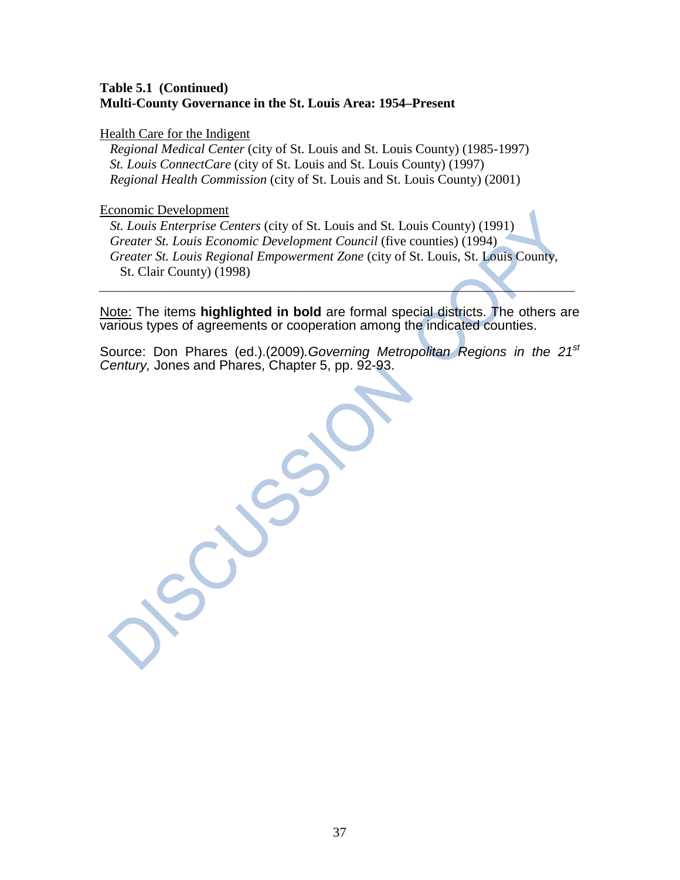**Table 5.1 (Continued)**
**Multi-County Governance in the St. Louis Area: 1954–Present**

Health Care for the Indigent

*Regional Medical Center* (city of St. Louis and St. Louis County) (1985-1997)
*St. Louis ConnectCare* (city of St. Louis and St. Louis County) (1997)
*Regional Health Commission* (city of St. Louis and St. Louis County) (2001)

Economic Development

*St. Louis Enterprise Centers* (city of St. Louis and St. Louis County) (1991)
*Greater St. Louis Economic Development Council* (five counties) (1994)
*Greater St. Louis Regional Empowerment Zone* (city of St. Louis, St. Louis County, St. Clair County) (1998)

---

Note: The items **highlighted in bold** are formal special districts. The others are various types of agreements or cooperation among the indicated counties.

Source: Don Phares (ed.).(2009).*Governing Metropolitan Regions in the 21st Century,* Jones and Phares, Chapter 5, pp. 92-93.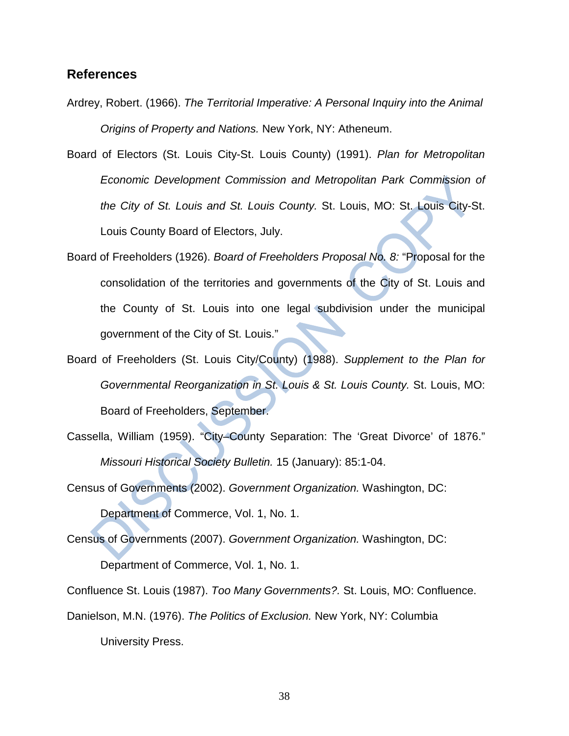## References

Ardrey, Robert. (1966). *The Territorial Imperative: A Personal Inquiry into the Animal Origins of Property and Nations.* New York, NY: Atheneum.

Board of Electors (St. Louis City-St. Louis County) (1991). *Plan for Metropolitan Economic Development Commission and Metropolitan Park Commission of the City of St. Louis and St. Louis County.* St. Louis, MO: St. Louis City-St. Louis County Board of Electors, July.

Board of Freeholders (1926). *Board of Freeholders Proposal No. 8:* "Proposal for the consolidation of the territories and governments of the City of St. Louis and the County of St. Louis into one legal subdivision under the municipal government of the City of St. Louis."

Board of Freeholders (St. Louis City/County) (1988). *Supplement to the Plan for Governmental Reorganization in St. Louis & St. Louis County.* St. Louis, MO: Board of Freeholders, September.

Cassella, William (1959). "City–County Separation: The 'Great Divorce' of 1876." *Missouri Historical Society Bulletin.* 15 (January): 85:1-04.

Census of Governments (2002). *Government Organization.* Washington, DC: Department of Commerce, Vol. 1, No. 1.

Census of Governments (2007). *Government Organization.* Washington, DC: Department of Commerce, Vol. 1, No. 1.

Confluence St. Louis (1987). *Too Many Governments?.* St. Louis, MO: Confluence.

Danielson, M.N. (1976). *The Politics of Exclusion.* New York, NY: Columbia University Press.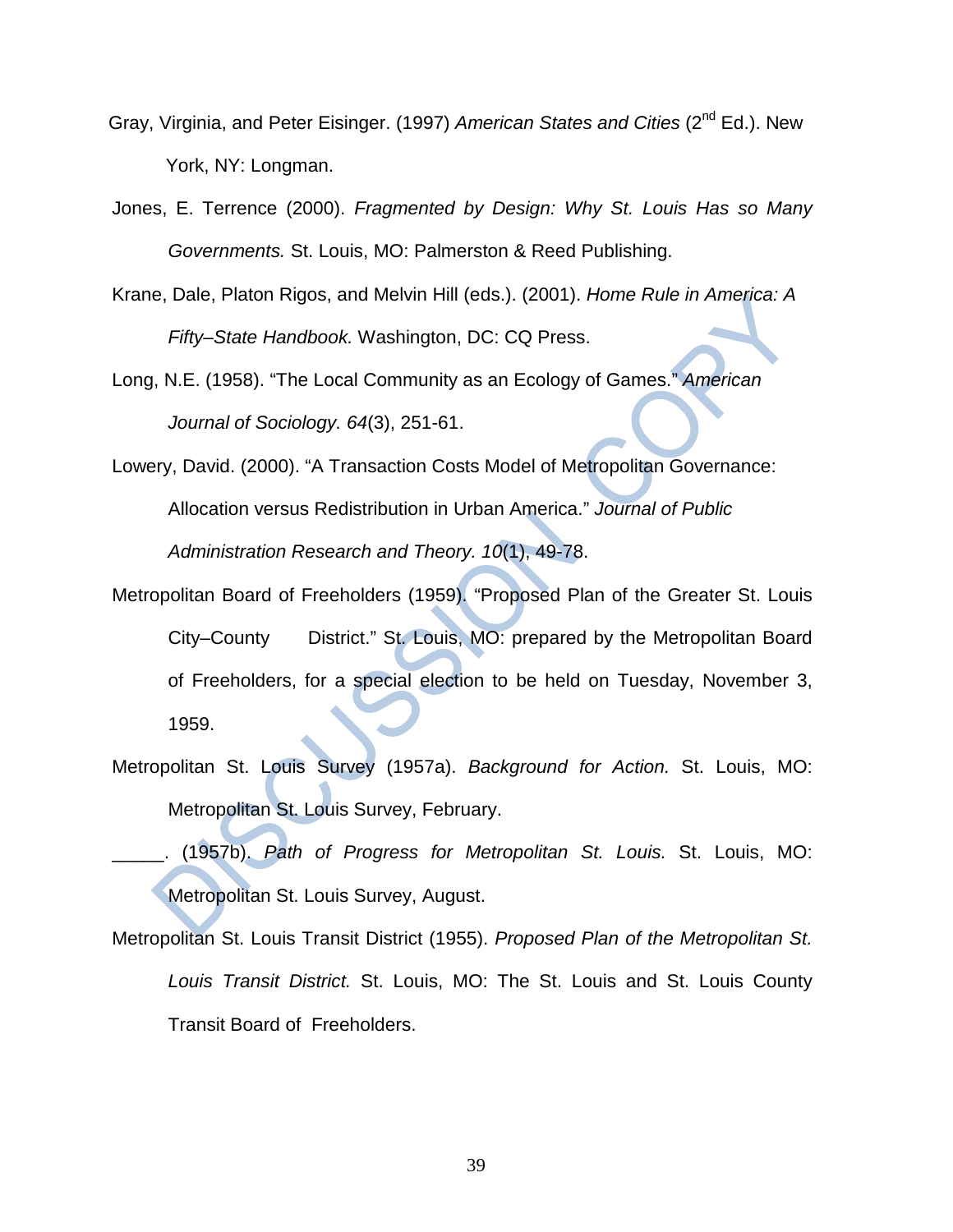Gray, Virginia, and Peter Eisinger. (1997) *American States and Cities* (2nd Ed.). New York, NY: Longman.

Jones, E. Terrence (2000). *Fragmented by Design: Why St. Louis Has so Many Governments.* St. Louis, MO: Palmerston & Reed Publishing.

Krane, Dale, Platon Rigos, and Melvin Hill (eds.). (2001). *Home Rule in America: A Fifty–State Handbook.* Washington, DC: CQ Press.

Long, N.E. (1958). "The Local Community as an Ecology of Games." *American Journal of Sociology. 64*(3), 251-61.

Lowery, David. (2000). "A Transaction Costs Model of Metropolitan Governance: Allocation versus Redistribution in Urban America." *Journal of Public Administration Research and Theory. 10*(1), 49-78.

Metropolitan Board of Freeholders (1959). "Proposed Plan of the Greater St. Louis City–County District." St. Louis, MO: prepared by the Metropolitan Board of Freeholders, for a special election to be held on Tuesday, November 3, 1959.

Metropolitan St. Louis Survey (1957a). *Background for Action.* St. Louis, MO: Metropolitan St. Louis Survey, February.

_____. (1957b). *Path of Progress for Metropolitan St. Louis.* St. Louis, MO: Metropolitan St. Louis Survey, August.

Metropolitan St. Louis Transit District (1955). *Proposed Plan of the Metropolitan St. Louis Transit District.* St. Louis, MO: The St. Louis and St. Louis County Transit Board of Freeholders.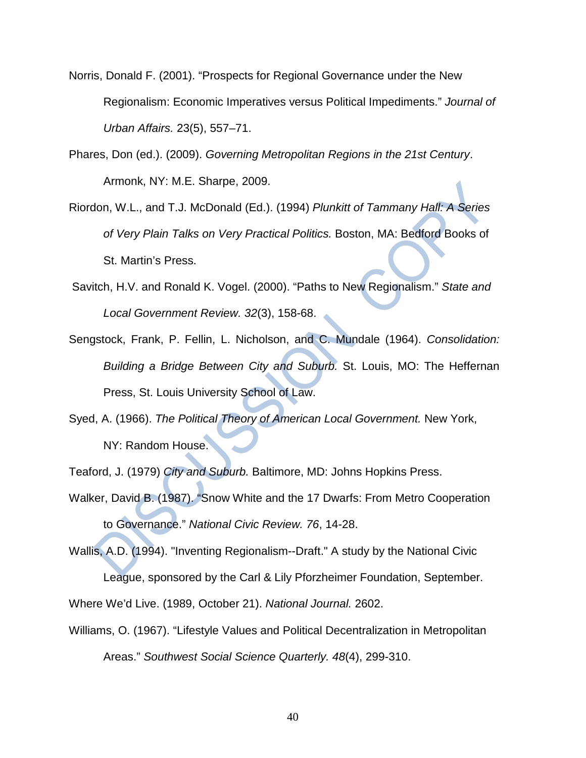Norris, Donald F. (2001). “Prospects for Regional Governance under the New Regionalism: Economic Imperatives versus Political Impediments.” *Journal of Urban Affairs.* 23(5), 557–71.

Phares, Don (ed.). (2009). *Governing Metropolitan Regions in the 21st Century*. Armonk, NY: M.E. Sharpe, 2009.

Riordon, W.L., and T.J. McDonald (Ed.). (1994) *Plunkitt of Tammany Hall: A Series of Very Plain Talks on Very Practical Politics.* Boston, MA: Bedford Books of St. Martin’s Press.

Savitch, H.V. and Ronald K. Vogel. (2000). “Paths to New Regionalism.” *State and Local Government Review. 32*(3), 158-68.

Sengstock, Frank, P. Fellin, L. Nicholson, and C. Mundale (1964). *Consolidation: Building a Bridge Between City and Suburb.* St. Louis, MO: The Heffernan Press, St. Louis University School of Law.

Syed, A. (1966). *The Political Theory of American Local Government.* New York, NY: Random House.

Teaford, J. (1979) *City and Suburb.* Baltimore, MD: Johns Hopkins Press.

Walker, David B. (1987). “Snow White and the 17 Dwarfs: From Metro Cooperation to Governance.” *National Civic Review. 76*, 14-28.

Wallis, A.D. (1994). "Inventing Regionalism--Draft." A study by the National Civic League, sponsored by the Carl & Lily Pforzheimer Foundation, September.

Where We’d Live. (1989, October 21). *National Journal.* 2602.

Williams, O. (1967). “Lifestyle Values and Political Decentralization in Metropolitan Areas.” *Southwest Social Science Quarterly. 48*(4), 299-310.